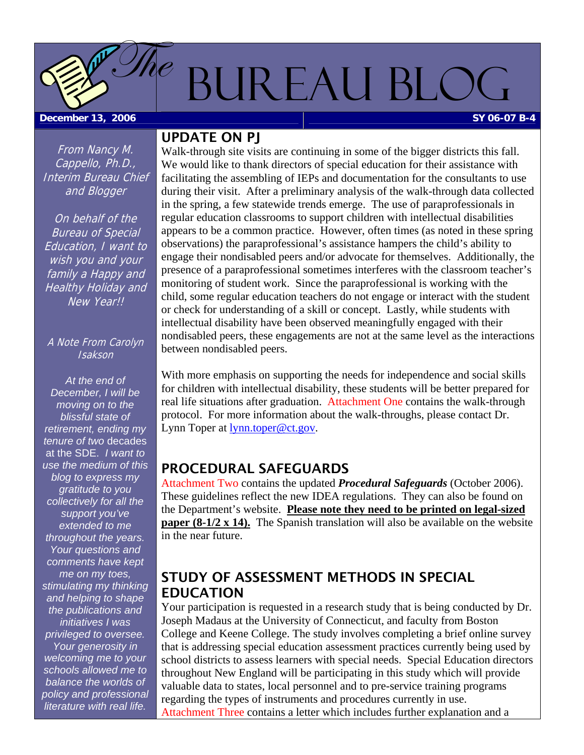# The Bureau Blog

**December 13, 2006** | **SY 06-07 B-4**

*From Nancy M. Cappello, Ph.D., Interim Bureau Chief and Blogger*

*On behalf of the Bureau of Special Education, I want to wish you and your family a Happy and Healthy Holiday and New Year!!*

*A Note From Carolyn Isakson*

*At the end of December, I will be moving on to the blissful state of retirement, ending my tenure of two* decades at the SDE. *I want to use the medium of this blog to express my gratitude to you collectively for all the support you've extended to me throughout the years. Your questions and comments have kept me on my toes, stimulating my thinking and helping to shape the publications and initiatives I was privileged to oversee. Your generosity in welcoming me to your schools allowed me to balance the worlds of policy and professional literature with real life.*

## UPDATE ON PJ

Walk-through site visits are continuing in some of the bigger districts this fall. We would like to thank directors of special education for their assistance with facilitating the assembling of IEPs and documentation for the consultants to use during their visit. After a preliminary analysis of the walk-through data collected in the spring, a few statewide trends emerge. The use of paraprofessionals in regular education classrooms to support children with intellectual disabilities appears to be a common practice. However, often times (as noted in these spring observations) the paraprofessional's assistance hampers the child's ability to engage their nondisabled peers and/or advocate for themselves. Additionally, the presence of a paraprofessional sometimes interferes with the classroom teacher's monitoring of student work. Since the paraprofessional is working with the child, some regular education teachers do not engage or interact with the student or check for understanding of a skill or concept. Lastly, while students with intellectual disability have been observed meaningfully engaged with their nondisabled peers, these engagements are not at the same level as the interactions between nondisabled peers.

With more emphasis on supporting the needs for independence and social skills for children with intellectual disability, these students will be better prepared for real life situations after graduation. Attachment One contains the walk-through protocol. For more information about the walk-throughs, please contact Dr. Lynn Toper at lynn.toper@ct.gov.

## PROCEDURAL SAFEGUARDS

Attachment Two contains the updated ***Procedural Safeguards*** (October 2006). These guidelines reflect the new IDEA regulations. They can also be found on the Department's website. **Please note they need to be printed on legal-sized paper (8-1/2 x 14).** The Spanish translation will also be available on the website in the near future.

## STUDY OF ASSESSMENT METHODS IN SPECIAL EDUCATION

Your participation is requested in a research study that is being conducted by Dr. Joseph Madaus at the University of Connecticut, and faculty from Boston College and Keene College. The study involves completing a brief online survey that is addressing special education assessment practices currently being used by school districts to assess learners with special needs. Special Education directors throughout New England will be participating in this study which will provide valuable data to states, local personnel and to pre-service training programs regarding the types of instruments and procedures currently in use. Attachment Three contains a letter which includes further explanation and a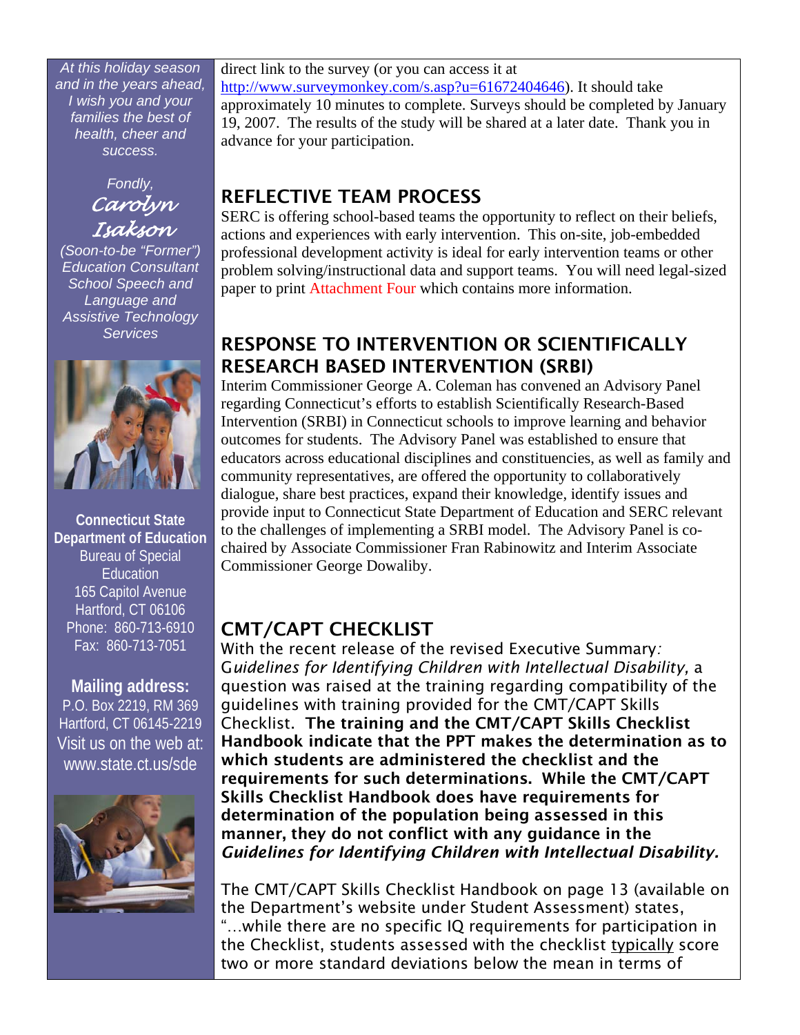*At this holiday season and in the years ahead, I wish you and your families the best of health, cheer and success.*

*Fondly,*

*Carolyn Isakson*

*(Soon-to-be "Former") Education Consultant School Speech and Language and Assistive Technology Services*

**Connecticut State Department of Education**
Bureau of Special Education
165 Capitol Avenue
Hartford, CT 06106
Phone: 860-713-6910
Fax: 860-713-7051

**Mailing address:**
P.O. Box 2219, RM 369
Hartford, CT 06145-2219
Visit us on the web at:
www.state.ct.us/sde

direct link to the survey (or you can access it at http://www.surveymonkey.com/s.asp?u=61672404646). It should take approximately 10 minutes to complete. Surveys should be completed by January 19, 2007. The results of the study will be shared at a later date. Thank you in advance for your participation.

## REFLECTIVE TEAM PROCESS

SERC is offering school-based teams the opportunity to reflect on their beliefs, actions and experiences with early intervention. This on-site, job-embedded professional development activity is ideal for early intervention teams or other problem solving/instructional data and support teams. You will need legal-sized paper to print Attachment Four which contains more information.

## RESPONSE TO INTERVENTION OR SCIENTIFICALLY RESEARCH BASED INTERVENTION (SRBI)

Interim Commissioner George A. Coleman has convened an Advisory Panel regarding Connecticut's efforts to establish Scientifically Research-Based Intervention (SRBI) in Connecticut schools to improve learning and behavior outcomes for students. The Advisory Panel was established to ensure that educators across educational disciplines and constituencies, as well as family and community representatives, are offered the opportunity to collaboratively dialogue, share best practices, expand their knowledge, identify issues and provide input to Connecticut State Department of Education and SERC relevant to the challenges of implementing a SRBI model. The Advisory Panel is co-chaired by Associate Commissioner Fran Rabinowitz and Interim Associate Commissioner George Dowaliby.

## CMT/CAPT CHECKLIST

With the recent release of the revised Executive Summary: *Guidelines for Identifying Children with Intellectual Disability,* a question was raised at the training regarding compatibility of the guidelines with training provided for the CMT/CAPT Skills Checklist. **The training and the CMT/CAPT Skills Checklist Handbook indicate that the PPT makes the determination as to which students are administered the checklist and the requirements for such determinations. While the CMT/CAPT Skills Checklist Handbook does have requirements for determination of the population being assessed in this manner, they do not conflict with any guidance in the *Guidelines for Identifying Children with Intellectual Disability.***

The CMT/CAPT Skills Checklist Handbook on page 13 (available on the Department's website under Student Assessment) states, "…while there are no specific IQ requirements for participation in the Checklist, students assessed with the checklist typically score two or more standard deviations below the mean in terms of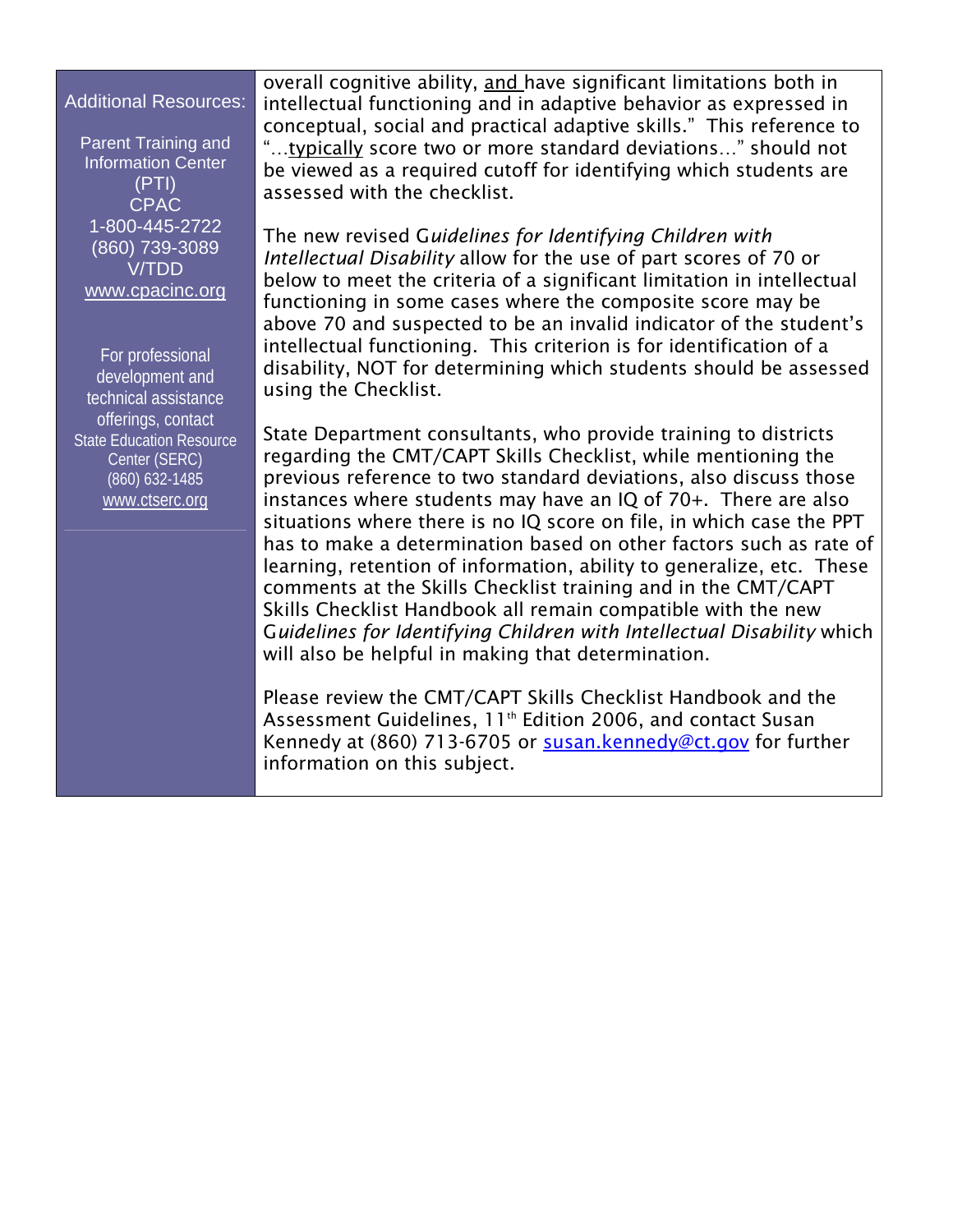**Additional Resources:**

Parent Training and Information Center (PTI)
CPAC
1-800-445-2722
(860) 739-3089
V/TDD
www.cpacinc.org

For professional development and technical assistance offerings, contact
State Education Resource Center (SERC)
(860) 632-1485
www.ctserc.org

---

overall cognitive ability, <u>and</u> have significant limitations both in intellectual functioning and in adaptive behavior as expressed in conceptual, social and practical adaptive skills." This reference to "…<u>typically</u> score two or more standard deviations…" should not be viewed as a required cutoff for identifying which students are assessed with the checklist.

The new revised G*uidelines for Identifying Children with Intellectual Disability* allow for the use of part scores of 70 or below to meet the criteria of a significant limitation in intellectual functioning in some cases where the composite score may be above 70 and suspected to be an invalid indicator of the student's intellectual functioning. This criterion is for identification of a disability, NOT for determining which students should be assessed using the Checklist.

State Department consultants, who provide training to districts regarding the CMT/CAPT Skills Checklist, while mentioning the previous reference to two standard deviations, also discuss those instances where students may have an IQ of 70+. There are also situations where there is no IQ score on file, in which case the PPT has to make a determination based on other factors such as rate of learning, retention of information, ability to generalize, etc. These comments at the Skills Checklist training and in the CMT/CAPT Skills Checklist Handbook all remain compatible with the new G*uidelines for Identifying Children with Intellectual Disability* which will also be helpful in making that determination.

Please review the CMT/CAPT Skills Checklist Handbook and the Assessment Guidelines, 11th Edition 2006, and contact Susan Kennedy at (860) 713-6705 or susan.kennedy@ct.gov for further information on this subject.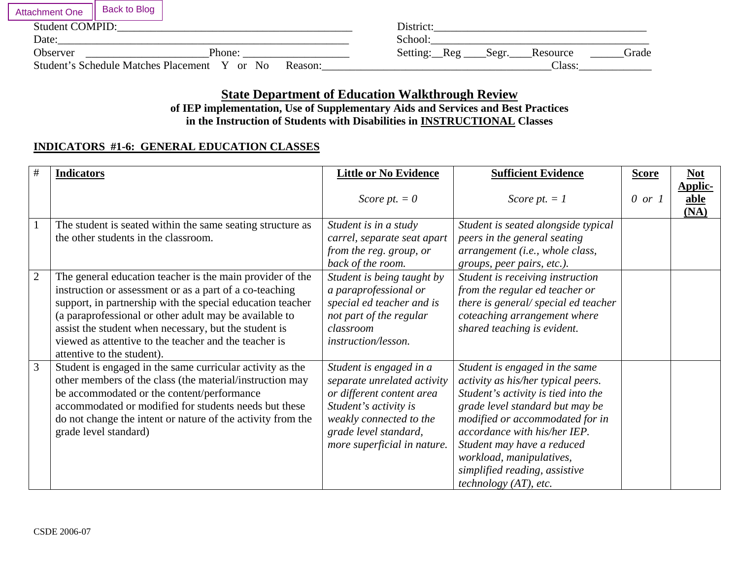Attachment One | Back to Blog

Student COMPID:___________________________________________ District:________________________________________
Date:______________________________________________________ School:_________________________________________
Observer ______________________Phone: ___________________ Setting:__Reg ____Segr.____Resource ______Grade
Student's Schedule Matches Placement Y or No Reason:___________________________________________Class:_____________

# State Department of Education Walkthrough Review

**of IEP implementation, Use of Supplementary Aids and Services and Best Practices in the Instruction of Students with Disabilities in INSTRUCTIONAL Classes**

## INDICATORS #1-6: GENERAL EDUCATION CLASSES

| # | **Indicators** | **Little or No Evidence** *Score pt. = 0* | **Sufficient Evidence** *Score pt. = 1* | **Score** *0 or 1* | **Not Applicable (NA)** |
|---|---|---|---|---|---|
| 1 | The student is seated within the same seating structure as the other students in the classroom. | *Student is in a study carrel, separate seat apart from the reg. group, or back of the room.* | *Student is seated alongside typical peers in the general seating arrangement (i.e., whole class, groups, peer pairs, etc.).* | | |
| 2 | The general education teacher is the main provider of the instruction or assessment or as a part of a co-teaching support, in partnership with the special education teacher (a paraprofessional or other adult may be available to assist the student when necessary, but the student is viewed as attentive to the teacher and the teacher is attentive to the student). | *Student is being taught by a paraprofessional or special ed teacher and is not part of the regular classroom instruction/lesson.* | *Student is receiving instruction from the regular ed teacher or there is general/ special ed teacher coteaching arrangement where shared teaching is evident.* | | |
| 3 | Student is engaged in the same curricular activity as the other members of the class (the material/instruction may be accommodated or the content/performance accommodated or modified for students needs but these do not change the intent or nature of the activity from the grade level standard) | *Student is engaged in a separate unrelated activity or different content area Student's activity is weakly connected to the grade level standard, more superficial in nature.* | *Student is engaged in the same activity as his/her typical peers. Student's activity is tied into the grade level standard but may be modified or accommodated for in accordance with his/her IEP. Student may have a reduced workload, manipulatives, simplified reading, assistive technology (AT), etc.* | | |

CSDE 2006-07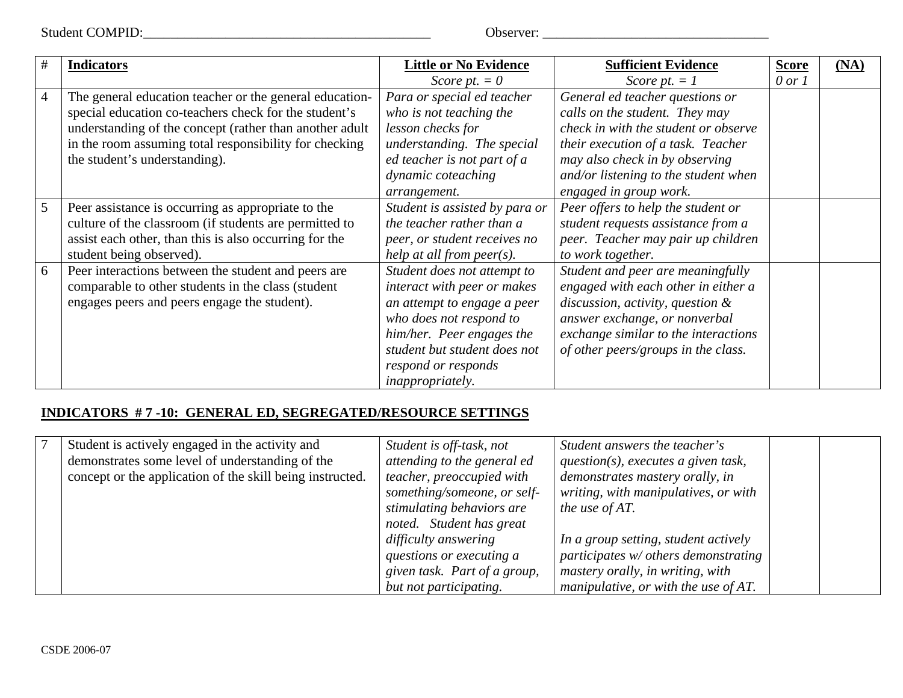Student COMPID:_________________________________________ Observer: _________________________________

| # | Indicators | Little or No Evidence<br>*Score pt. = 0* | Sufficient Evidence<br>*Score pt. = 1* | Score<br>*0 or 1* | (NA) |
|---|---|---|---|---|---|
| 4 | The general education teacher or the general education-special education co-teachers check for the student's understanding of the concept (rather than another adult in the room assuming total responsibility for checking the student's understanding). | *Para or special ed teacher who is not teaching the lesson checks for understanding. The special ed teacher is not part of a dynamic coteaching arrangement.* | *General ed teacher questions or calls on the student. They may check in with the student or observe their execution of a task. Teacher may also check in by observing and/or listening to the student when engaged in group work.* | | |
| 5 | Peer assistance is occurring as appropriate to the culture of the classroom (if students are permitted to assist each other, than this is also occurring for the student being observed). | *Student is assisted by para or the teacher rather than a peer, or student receives no help at all from peer(s).* | *Peer offers to help the student or student requests assistance from a peer. Teacher may pair up children to work together.* | | |
| 6 | Peer interactions between the student and peers are comparable to other students in the class (student engages peers and peers engage the student). | *Student does not attempt to interact with peer or makes an attempt to engage a peer who does not respond to him/her. Peer engages the student but student does not respond or responds inappropriately.* | *Student and peer are meaningfully engaged with each other in either a discussion, activity, question & answer exchange, or nonverbal exchange similar to the interactions of other peers/groups in the class.* | | |

**INDICATORS # 7 -10: GENERAL ED, SEGREGATED/RESOURCE SETTINGS**

| # | Indicators | Little or No Evidence | Sufficient Evidence | Score | (NA) |
|---|---|---|---|---|---|
| 7 | Student is actively engaged in the activity and demonstrates some level of understanding of the concept or the application of the skill being instructed. | *Student is off-task, not attending to the general ed teacher, preoccupied with something/someone, or self-stimulating behaviors are noted. Student has great difficulty answering questions or executing a given task. Part of a group, but not participating.* | *Student answers the teacher's question(s), executes a given task, demonstrates mastery orally, in writing, with manipulatives, or with the use of AT.*<br><br>*In a group setting, student actively participates w/ others demonstrating mastery orally, in writing, with manipulative, or with the use of AT.* | | |

CSDE 2006-07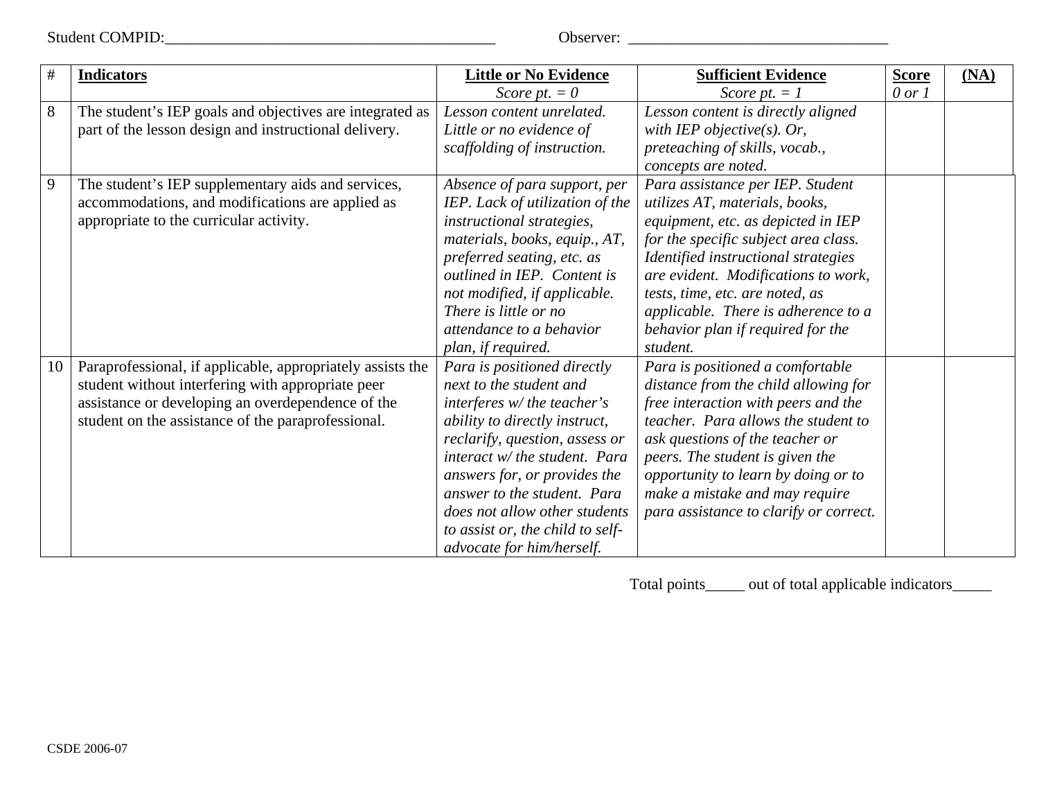Student COMPID:___________________________________________ Observer: __________________________________

| # | **Indicators** | **Little or No Evidence** *Score pt. = 0* | **Sufficient Evidence** *Score pt. = 1* | **Score** *0 or 1* | **(NA)** |
|---|---|---|---|---|---|
| 8 | The student's IEP goals and objectives are integrated as part of the lesson design and instructional delivery. | *Lesson content unrelated. Little or no evidence of scaffolding of instruction.* | *Lesson content is directly aligned with IEP objective(s). Or, preteaching of skills, vocab., concepts are noted.* | | |
| 9 | The student's IEP supplementary aids and services, accommodations, and modifications are applied as appropriate to the curricular activity. | *Absence of para support, per IEP. Lack of utilization of the instructional strategies, materials, books, equip., AT, preferred seating, etc. as outlined in IEP. Content is not modified, if applicable. There is little or no attendance to a behavior plan, if required.* | *Para assistance per IEP. Student utilizes AT, materials, books, equipment, etc. as depicted in IEP for the specific subject area class. Identified instructional strategies are evident. Modifications to work, tests, time, etc. are noted, as applicable. There is adherence to a behavior plan if required for the student.* | | |
| 10 | Paraprofessional, if applicable, appropriately assists the student without interfering with appropriate peer assistance or developing an overdependence of the student on the assistance of the paraprofessional. | *Para is positioned directly next to the student and interferes w/ the teacher's ability to directly instruct, reclarify, question, assess or interact w/ the student. Para answers for, or provides the answer to the student. Para does not allow other students to assist or, the child to self-advocate for him/herself.* | *Para is positioned a comfortable distance from the child allowing for free interaction with peers and the teacher. Para allows the student to ask questions of the teacher or peers. The student is given the opportunity to learn by doing or to make a mistake and may require para assistance to clarify or correct.* | | |

Total points_____ out of total applicable indicators_____

CSDE 2006-07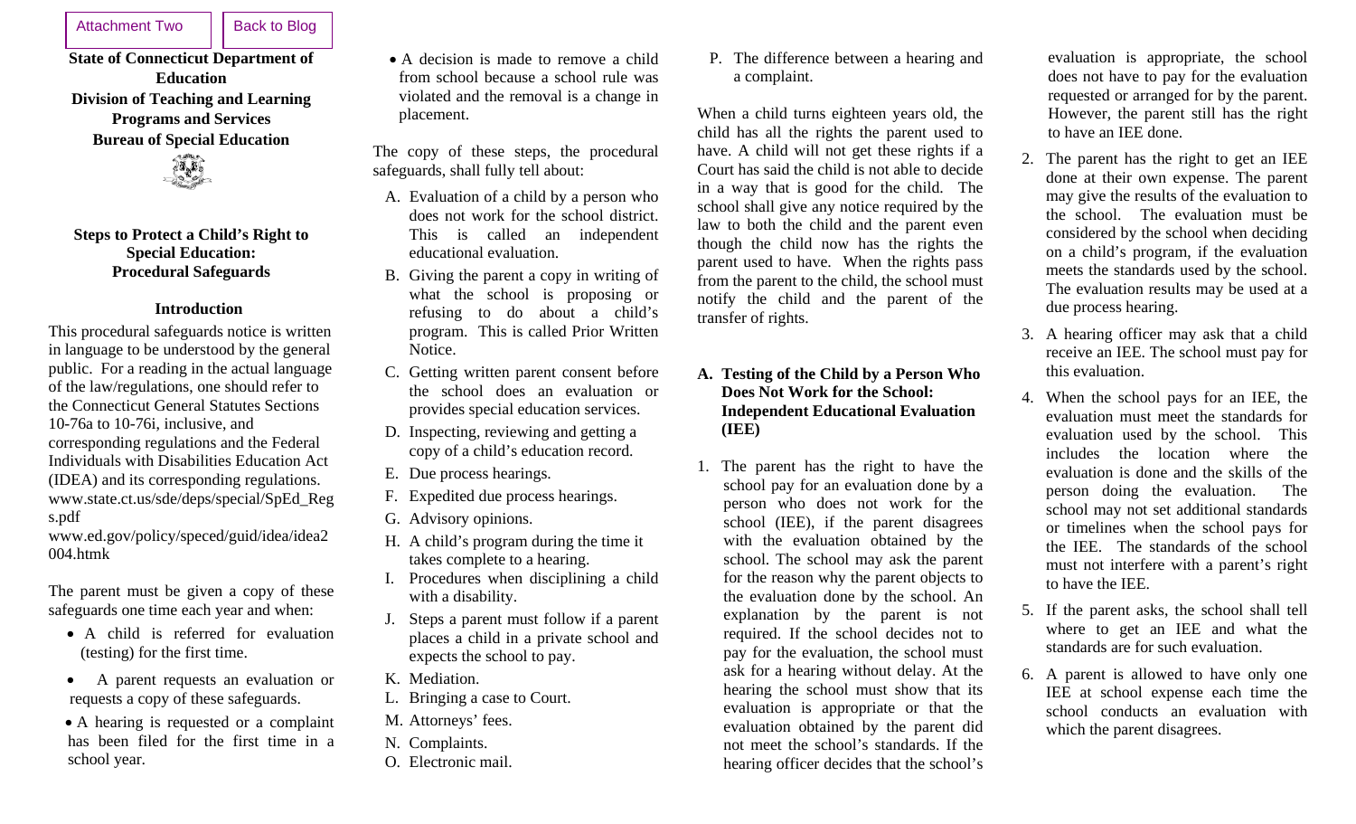Attachment Two | Back to Blog

**State of Connecticut Department of Education**
**Division of Teaching and Learning Programs and Services**
**Bureau of Special Education**

## Steps to Protect a Child's Right to Special Education: Procedural Safeguards

### Introduction

This procedural safeguards notice is written in language to be understood by the general public. For a reading in the actual language of the law/regulations, one should refer to the Connecticut General Statutes Sections 10-76a to 10-76i, inclusive, and corresponding regulations and the Federal Individuals with Disabilities Education Act (IDEA) and its corresponding regulations.
www.state.ct.us/sde/deps/special/SpEd_Regs.pdf
www.ed.gov/policy/speced/guid/idea/idea2004.htmk

The parent must be given a copy of these safeguards one time each year and when:

- A child is referred for evaluation (testing) for the first time.
- A parent requests an evaluation or requests a copy of these safeguards.
- A hearing is requested or a complaint has been filed for the first time in a school year.
- A decision is made to remove a child from school because a school rule was violated and the removal is a change in placement.

The copy of these steps, the procedural safeguards, shall fully tell about:

A. Evaluation of a child by a person who does not work for the school district. This is called an independent educational evaluation.
B. Giving the parent a copy in writing of what the school is proposing or refusing to do about a child's program. This is called Prior Written Notice.
C. Getting written parent consent before the school does an evaluation or provides special education services.
D. Inspecting, reviewing and getting a copy of a child's education record.
E. Due process hearings.
F. Expedited due process hearings.
G. Advisory opinions.
H. A child's program during the time it takes complete to a hearing.
I. Procedures when disciplining a child with a disability.
J. Steps a parent must follow if a parent places a child in a private school and expects the school to pay.
K. Mediation.
L. Bringing a case to Court.
M. Attorneys' fees.
N. Complaints.
O. Electronic mail.
P. The difference between a hearing and a complaint.

When a child turns eighteen years old, the child has all the rights the parent used to have. A child will not get these rights if a Court has said the child is not able to decide in a way that is good for the child. The school shall give any notice required by the law to both the child and the parent even though the child now has the rights the parent used to have. When the rights pass from the parent to the child, the school must notify the child and the parent of the transfer of rights.

### A. Testing of the Child by a Person Who Does Not Work for the School: Independent Educational Evaluation (IEE)

1. The parent has the right to have the school pay for an evaluation done by a person who does not work for the school (IEE), if the parent disagrees with the evaluation obtained by the school. The school may ask the parent for the reason why the parent objects to the evaluation done by the school. An explanation by the parent is not required. If the school decides not to pay for the evaluation, the school must ask for a hearing without delay. At the hearing the school must show that its evaluation is appropriate or that the evaluation obtained by the parent did not meet the school's standards. If the hearing officer decides that the school's evaluation is appropriate, the school does not have to pay for the evaluation requested or arranged for by the parent. However, the parent still has the right to have an IEE done.
2. The parent has the right to get an IEE done at their own expense. The parent may give the results of the evaluation to the school. The evaluation must be considered by the school when deciding on a child's program, if the evaluation meets the standards used by the school. The evaluation results may be used at a due process hearing.
3. A hearing officer may ask that a child receive an IEE. The school must pay for this evaluation.
4. When the school pays for an IEE, the evaluation must meet the standards for evaluation used by the school. This includes the location where the evaluation is done and the skills of the person doing the evaluation. The school may not set additional standards or timelines when the school pays for the IEE. The standards of the school must not interfere with a parent's right to have the IEE.
5. If the parent asks, the school shall tell where to get an IEE and what the standards are for such evaluation.
6. A parent is allowed to have only one IEE at school expense each time the school conducts an evaluation with which the parent disagrees.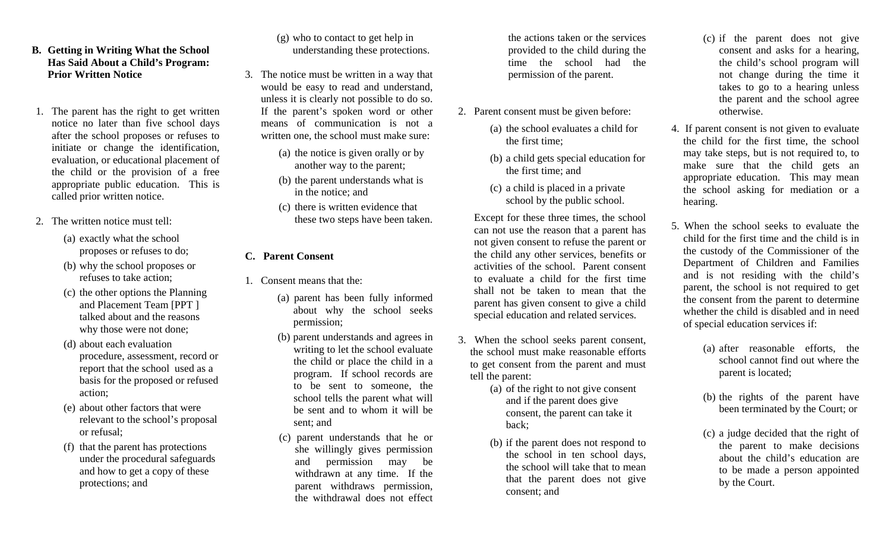## B. Getting in Writing What the School Has Said About a Child's Program: Prior Written Notice

1. The parent has the right to get written notice no later than five school days after the school proposes or refuses to initiate or change the identification, evaluation, or educational placement of the child or the provision of a free appropriate public education. This is called prior written notice.

2. The written notice must tell:
   - (a) exactly what the school proposes or refuses to do;
   - (b) why the school proposes or refuses to take action;
   - (c) the other options the Planning and Placement Team [PPT ] talked about and the reasons why those were not done;
   - (d) about each evaluation procedure, assessment, record or report that the school used as a basis for the proposed or refused action;
   - (e) about other factors that were relevant to the school's proposal or refusal;
   - (f) that the parent has protections under the procedural safeguards and how to get a copy of these protections; and
   - (g) who to contact to get help in understanding these protections.

3. The notice must be written in a way that would be easy to read and understand, unless it is clearly not possible to do so. If the parent's spoken word or other means of communication is not a written one, the school must make sure:
   - (a) the notice is given orally or by another way to the parent;
   - (b) the parent understands what is in the notice; and
   - (c) there is written evidence that these two steps have been taken.

## C. Parent Consent

1. Consent means that the:
   - (a) parent has been fully informed about why the school seeks permission;
   - (b) parent understands and agrees in writing to let the school evaluate the child or place the child in a program. If school records are to be sent to someone, the school tells the parent what will be sent and to whom it will be sent; and
   - (c) parent understands that he or she willingly gives permission and permission may be withdrawn at any time. If the parent withdraws permission, the withdrawal does not effect the actions taken or the services provided to the child during the time the school had the permission of the parent.

2. Parent consent must be given before:
   - (a) the school evaluates a child for the first time;
   - (b) a child gets special education for the first time; and
   - (c) a child is placed in a private school by the public school.

   Except for these three times, the school can not use the reason that a parent has not given consent to refuse the parent or the child any other services, benefits or activities of the school. Parent consent to evaluate a child for the first time shall not be taken to mean that the parent has given consent to give a child special education and related services.

3. When the school seeks parent consent, the school must make reasonable efforts to get consent from the parent and must tell the parent:
   - (a) of the right to not give consent and if the parent does give consent, the parent can take it back;
   - (b) if the parent does not respond to the school in ten school days, the school will take that to mean that the parent does not give consent; and
   - (c) if the parent does not give consent and asks for a hearing, the child's school program will not change during the time it takes to go to a hearing unless the parent and the school agree otherwise.

4. If parent consent is not given to evaluate the child for the first time, the school may take steps, but is not required to, to make sure that the child gets an appropriate education. This may mean the school asking for mediation or a hearing.

5. When the school seeks to evaluate the child for the first time and the child is in the custody of the Commissioner of the Department of Children and Families and is not residing with the child's parent, the school is not required to get the consent from the parent to determine whether the child is disabled and in need of special education services if:
   - (a) after reasonable efforts, the school cannot find out where the parent is located;
   - (b) the rights of the parent have been terminated by the Court; or
   - (c) a judge decided that the right of the parent to make decisions about the child's education are to be made a person appointed by the Court.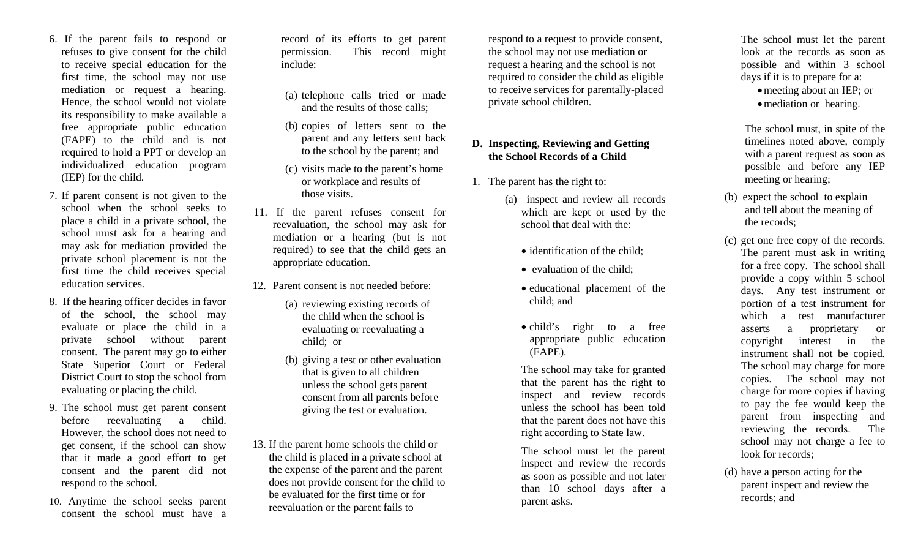6. If the parent fails to respond or refuses to give consent for the child to receive special education for the first time, the school may not use mediation or request a hearing. Hence, the school would not violate its responsibility to make available a free appropriate public education (FAPE) to the child and is not required to hold a PPT or develop an individualized education program (IEP) for the child.

7. If parent consent is not given to the school when the school seeks to place a child in a private school, the school must ask for a hearing and may ask for mediation provided the private school placement is not the first time the child receives special education services.

8. If the hearing officer decides in favor of the school, the school may evaluate or place the child in a private school without parent consent. The parent may go to either State Superior Court or Federal District Court to stop the school from evaluating or placing the child.

9. The school must get parent consent before reevaluating a child. However, the school does not need to get consent, if the school can show that it made a good effort to get consent and the parent did not respond to the school.

10. Anytime the school seeks parent consent the school must have a record of its efforts to get parent permission. This record might include:

   (a) telephone calls tried or made and the results of those calls;

   (b) copies of letters sent to the parent and any letters sent back to the school by the parent; and

   (c) visits made to the parent's home or workplace and results of those visits.

11. If the parent refuses consent for reevaluation, the school may ask for mediation or a hearing (but is not required) to see that the child gets an appropriate education.

12. Parent consent is not needed before:

   (a) reviewing existing records of the child when the school is evaluating or reevaluating a child; or

   (b) giving a test or other evaluation that is given to all children unless the school gets parent consent from all parents before giving the test or evaluation.

13. If the parent home schools the child or the child is placed in a private school at the expense of the parent and the parent does not provide consent for the child to be evaluated for the first time or for reevaluation or the parent fails to respond to a request to provide consent, the school may not use mediation or request a hearing and the school is not required to consider the child as eligible to receive services for parentally-placed private school children.

### D. Inspecting, Reviewing and Getting the School Records of a Child

1. The parent has the right to:

   (a) inspect and review all records which are kept or used by the school that deal with the:

   - identification of the child;
   - evaluation of the child;
   - educational placement of the child; and
   - child's right to a free appropriate public education (FAPE).

   The school may take for granted that the parent has the right to inspect and review records unless the school has been told that the parent does not have this right according to State law.

   The school must let the parent inspect and review the records as soon as possible and not later than 10 school days after a parent asks.

   The school must let the parent look at the records as soon as possible and within 3 school days if it is to prepare for a:

   - meeting about an IEP; or
   - mediation or hearing.

   The school must, in spite of the timelines noted above, comply with a parent request as soon as possible and before any IEP meeting or hearing;

   (b) expect the school to explain and tell about the meaning of the records;

   (c) get one free copy of the records. The parent must ask in writing for a free copy. The school shall provide a copy within 5 school days. Any test instrument or portion of a test instrument for which a test manufacturer asserts a proprietary or copyright interest in the instrument shall not be copied. The school may charge for more copies. The school may not charge for more copies if having to pay the fee would keep the parent from inspecting and reviewing the records. The school may not charge a fee to look for records;

   (d) have a person acting for the parent inspect and review the records; and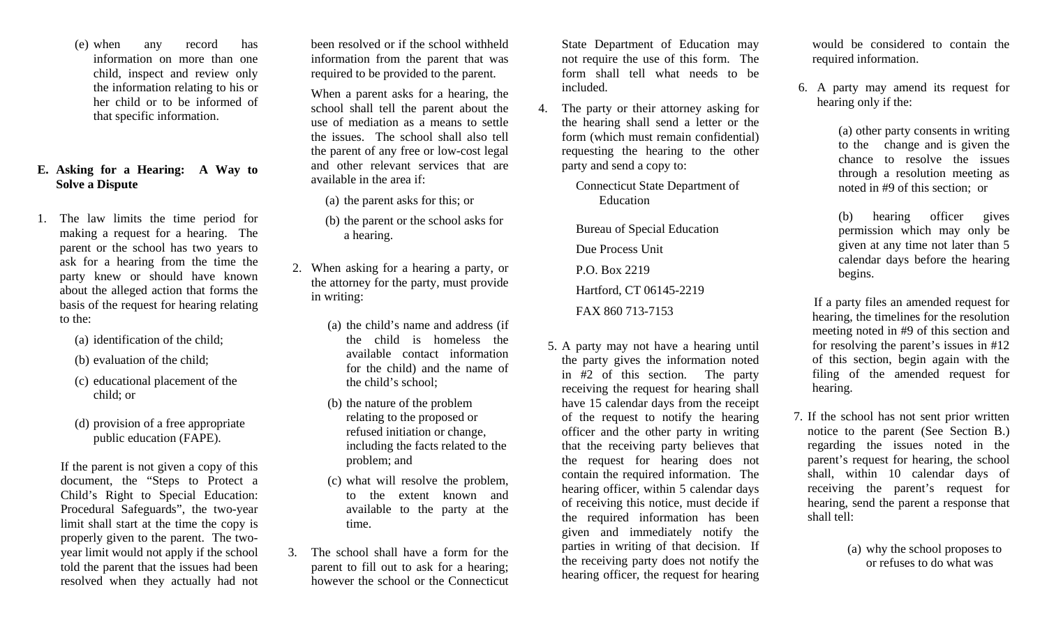(e) when any record has information on more than one child, inspect and review only the information relating to his or her child or to be informed of that specific information.

## E. Asking for a Hearing: A Way to Solve a Dispute

1. The law limits the time period for making a request for a hearing. The parent or the school has two years to ask for a hearing from the time the party knew or should have known about the alleged action that forms the basis of the request for hearing relating to the:

   (a) identification of the child;

   (b) evaluation of the child;

   (c) educational placement of the child; or

   (d) provision of a free appropriate public education (FAPE).

   If the parent is not given a copy of this document, the "Steps to Protect a Child's Right to Special Education: Procedural Safeguards", the two-year limit shall start at the time the copy is properly given to the parent. The two-year limit would not apply if the school told the parent that the issues had been resolved when they actually had not been resolved or if the school withheld information from the parent that was required to be provided to the parent.

   When a parent asks for a hearing, the school shall tell the parent about the use of mediation as a means to settle the issues. The school shall also tell the parent of any free or low-cost legal and other relevant services that are available in the area if:

   (a) the parent asks for this; or

   (b) the parent or the school asks for a hearing.

2. When asking for a hearing a party, or the attorney for the party, must provide in writing:

   (a) the child's name and address (if the child is homeless the available contact information for the child) and the name of the child's school;

   (b) the nature of the problem relating to the proposed or refused initiation or change, including the facts related to the problem; and

   (c) what will resolve the problem, to the extent known and available to the party at the time.

3. The school shall have a form for the parent to fill out to ask for a hearing; however the school or the Connecticut State Department of Education may not require the use of this form. The form shall tell what needs to be included.

4. The party or their attorney asking for the hearing shall send a letter or the form (which must remain confidential) requesting the hearing to the other party and send a copy to:

   Connecticut State Department of Education

   Bureau of Special Education

   Due Process Unit

   P.O. Box 2219

   Hartford, CT 06145-2219

   FAX 860 713-7153

5. A party may not have a hearing until the party gives the information noted in #2 of this section. The party receiving the request for hearing shall have 15 calendar days from the receipt of the request to notify the hearing officer and the other party in writing that the receiving party believes that the request for hearing does not contain the required information. The hearing officer, within 5 calendar days of receiving this notice, must decide if the required information has been given and immediately notify the parties in writing of that decision. If the receiving party does not notify the hearing officer, the request for hearing would be considered to contain the required information.

6. A party may amend its request for hearing only if the:

   (a) other party consents in writing to the change and is given the chance to resolve the issues through a resolution meeting as noted in #9 of this section; or

   (b) hearing officer gives permission which may only be given at any time not later than 5 calendar days before the hearing begins.

   If a party files an amended request for hearing, the timelines for the resolution meeting noted in #9 of this section and for resolving the parent's issues in #12 of this section, begin again with the filing of the amended request for hearing.

7. If the school has not sent prior written notice to the parent (See Section B.) regarding the issues noted in the parent's request for hearing, the school shall, within 10 calendar days of receiving the parent's request for hearing, send the parent a response that shall tell:

   (a) why the school proposes to or refuses to do what was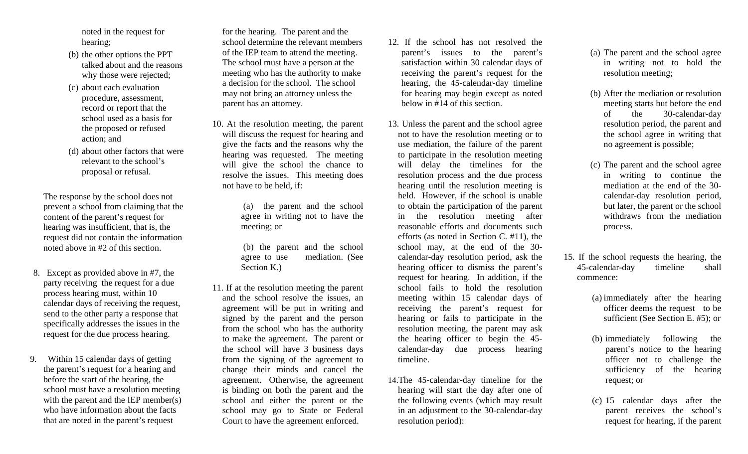noted in the request for hearing;

(b) the other options the PPT talked about and the reasons why those were rejected;

(c) about each evaluation procedure, assessment, record or report that the school used as a basis for the proposed or refused action; and

(d) about other factors that were relevant to the school's proposal or refusal.

The response by the school does not prevent a school from claiming that the content of the parent's request for hearing was insufficient, that is, the request did not contain the information noted above in #2 of this section.

8. Except as provided above in #7, the party receiving the request for a due process hearing must, within 10 calendar days of receiving the request, send to the other party a response that specifically addresses the issues in the request for the due process hearing.

9. Within 15 calendar days of getting the parent's request for a hearing and before the start of the hearing, the school must have a resolution meeting with the parent and the IEP member(s) who have information about the facts that are noted in the parent's request for the hearing. The parent and the school determine the relevant members of the IEP team to attend the meeting. The school must have a person at the meeting who has the authority to make a decision for the school. The school may not bring an attorney unless the parent has an attorney.

10. At the resolution meeting, the parent will discuss the request for hearing and give the facts and the reasons why the hearing was requested. The meeting will give the school the chance to resolve the issues. This meeting does not have to be held, if:

(a) the parent and the school agree in writing not to have the meeting; or

(b) the parent and the school agree to use mediation. (See Section K.)

11. If at the resolution meeting the parent and the school resolve the issues, an agreement will be put in writing and signed by the parent and the person from the school who has the authority to make the agreement. The parent or the school will have 3 business days from the signing of the agreement to change their minds and cancel the agreement. Otherwise, the agreement is binding on both the parent and the school and either the parent or the school may go to State or Federal Court to have the agreement enforced.

12. If the school has not resolved the parent's issues to the parent's satisfaction within 30 calendar days of receiving the parent's request for the hearing, the 45-calendar-day timeline for hearing may begin except as noted below in #14 of this section.

13. Unless the parent and the school agree not to have the resolution meeting or to use mediation, the failure of the parent to participate in the resolution meeting will delay the timelines for the resolution process and the due process hearing until the resolution meeting is held. However, if the school is unable to obtain the participation of the parent in the resolution meeting after reasonable efforts and documents such efforts (as noted in Section C. #11), the school may, at the end of the 30-calendar-day resolution period, ask the hearing officer to dismiss the parent's request for hearing. In addition, if the school fails to hold the resolution meeting within 15 calendar days of receiving the parent's request for hearing or fails to participate in the resolution meeting, the parent may ask the hearing officer to begin the 45-calendar-day due process hearing timeline.

14. The 45-calendar-day timeline for the hearing will start the day after one of the following events (which may result in an adjustment to the 30-calendar-day resolution period):

(a) The parent and the school agree in writing not to hold the resolution meeting;

(b) After the mediation or resolution meeting starts but before the end of the 30-calendar-day resolution period, the parent and the school agree in writing that no agreement is possible;

(c) The parent and the school agree in writing to continue the mediation at the end of the 30-calendar-day resolution period, but later, the parent or the school withdraws from the mediation process.

15. If the school requests the hearing, the 45-calendar-day timeline shall commence:

(a) immediately after the hearing officer deems the request to be sufficient (See Section E. #5); or

(b) immediately following the parent's notice to the hearing officer not to challenge the sufficiency of the hearing request; or

(c) 15 calendar days after the parent receives the school's request for hearing, if the parent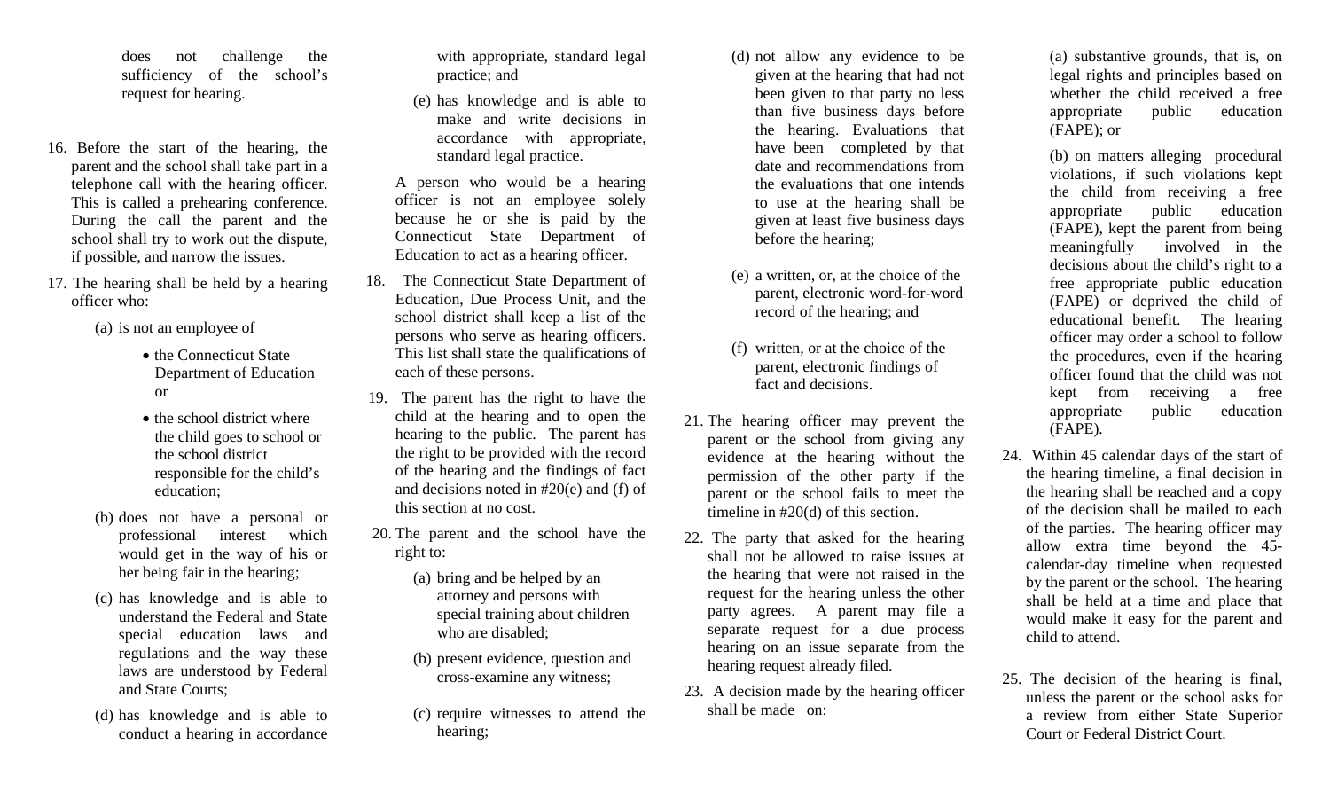does not challenge the sufficiency of the school's request for hearing.

16. Before the start of the hearing, the parent and the school shall take part in a telephone call with the hearing officer. This is called a prehearing conference. During the call the parent and the school shall try to work out the dispute, if possible, and narrow the issues.

17. The hearing shall be held by a hearing officer who:

    (a) is not an employee of

    - the Connecticut State Department of Education or
    - the school district where the child goes to school or the school district responsible for the child's education;

    (b) does not have a personal or professional interest which would get in the way of his or her being fair in the hearing;

    (c) has knowledge and is able to understand the Federal and State special education laws and regulations and the way these laws are understood by Federal and State Courts;

    (d) has knowledge and is able to conduct a hearing in accordance with appropriate, standard legal practice; and

    (e) has knowledge and is able to make and write decisions in accordance with appropriate, standard legal practice.

    A person who would be a hearing officer is not an employee solely because he or she is paid by the Connecticut State Department of Education to act as a hearing officer.

18. The Connecticut State Department of Education, Due Process Unit, and the school district shall keep a list of the persons who serve as hearing officers. This list shall state the qualifications of each of these persons.

19. The parent has the right to have the child at the hearing and to open the hearing to the public. The parent has the right to be provided with the record of the hearing and the findings of fact and decisions noted in #20(e) and (f) of this section at no cost.

20. The parent and the school have the right to:

    (a) bring and be helped by an attorney and persons with special training about children who are disabled;

    (b) present evidence, question and cross-examine any witness;

    (c) require witnesses to attend the hearing;

    (d) not allow any evidence to be given at the hearing that had not been given to that party no less than five business days before the hearing. Evaluations that have been completed by that date and recommendations from the evaluations that one intends to use at the hearing shall be given at least five business days before the hearing;

    (e) a written, or, at the choice of the parent, electronic word-for-word record of the hearing; and

    (f) written, or at the choice of the parent, electronic findings of fact and decisions.

21. The hearing officer may prevent the parent or the school from giving any evidence at the hearing without the permission of the other party if the parent or the school fails to meet the timeline in #20(d) of this section.

22. The party that asked for the hearing shall not be allowed to raise issues at the hearing that were not raised in the request for the hearing unless the other party agrees. A parent may file a separate request for a due process hearing on an issue separate from the hearing request already filed.

23. A decision made by the hearing officer shall be made on:

    (a) substantive grounds, that is, on legal rights and principles based on whether the child received a free appropriate public education (FAPE); or

    (b) on matters alleging procedural violations, if such violations kept the child from receiving a free appropriate public education (FAPE), kept the parent from being meaningfully involved in the decisions about the child's right to a free appropriate public education (FAPE) or deprived the child of educational benefit. The hearing officer may order a school to follow the procedures, even if the hearing officer found that the child was not kept from receiving a free appropriate public education (FAPE).

24. Within 45 calendar days of the start of the hearing timeline, a final decision in the hearing shall be reached and a copy of the decision shall be mailed to each of the parties. The hearing officer may allow extra time beyond the 45-calendar-day timeline when requested by the parent or the school. The hearing shall be held at a time and place that would make it easy for the parent and child to attend.

25. The decision of the hearing is final, unless the parent or the school asks for a review from either State Superior Court or Federal District Court.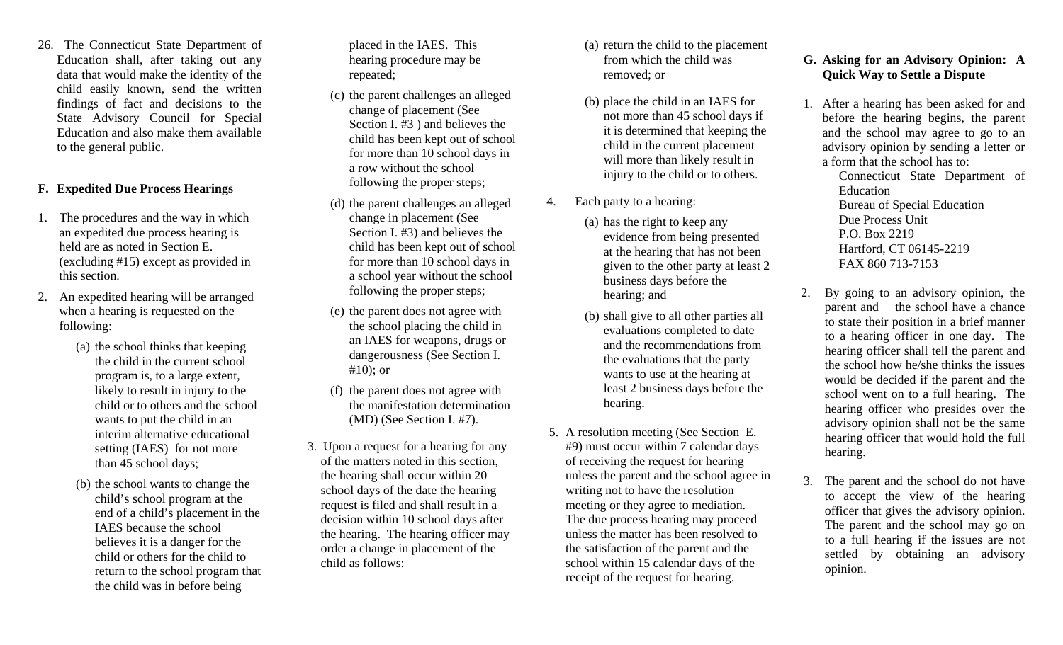26. The Connecticut State Department of Education shall, after taking out any data that would make the identity of the child easily known, send the written findings of fact and decisions to the State Advisory Council for Special Education and also make them available to the general public.

### F. Expedited Due Process Hearings

1. The procedures and the way in which an expedited due process hearing is held are as noted in Section E. (excluding #15) except as provided in this section.

2. An expedited hearing will be arranged when a hearing is requested on the following:

   (a) the school thinks that keeping the child in the current school program is, to a large extent, likely to result in injury to the child or to others and the school wants to put the child in an interim alternative educational setting (IAES) for not more than 45 school days;

   (b) the school wants to change the child's school program at the end of a child's placement in the IAES because the school believes it is a danger for the child or others for the child to return to the school program that the child was in before being placed in the IAES. This hearing procedure may be repeated;

   (c) the parent challenges an alleged change of placement (See Section I. #3 ) and believes the child has been kept out of school for more than 10 school days in a row without the school following the proper steps;

   (d) the parent challenges an alleged change in placement (See Section I. #3) and believes the child has been kept out of school for more than 10 school days in a school year without the school following the proper steps;

   (e) the parent does not agree with the school placing the child in an IAES for weapons, drugs or dangerousness (See Section I. #10); or

   (f) the parent does not agree with the manifestation determination (MD) (See Section I. #7).

3. Upon a request for a hearing for any of the matters noted in this section, the hearing shall occur within 20 school days of the date the hearing request is filed and shall result in a decision within 10 school days after the hearing. The hearing officer may order a change in placement of the child as follows:

   (a) return the child to the placement from which the child was removed; or

   (b) place the child in an IAES for not more than 45 school days if it is determined that keeping the child in the current placement will more than likely result in injury to the child or to others.

4. Each party to a hearing:

   (a) has the right to keep any evidence from being presented at the hearing that has not been given to the other party at least 2 business days before the hearing; and

   (b) shall give to all other parties all evaluations completed to date and the recommendations from the evaluations that the party wants to use at the hearing at least 2 business days before the hearing.

5. A resolution meeting (See Section E. #9) must occur within 7 calendar days of receiving the request for hearing unless the parent and the school agree in writing not to have the resolution meeting or they agree to mediation. The due process hearing may proceed unless the matter has been resolved to the satisfaction of the parent and the school within 15 calendar days of the receipt of the request for hearing.

### G. Asking for an Advisory Opinion: A Quick Way to Settle a Dispute

1. After a hearing has been asked for and before the hearing begins, the parent and the school may agree to go to an advisory opinion by sending a letter or a form that the school has to:

   Connecticut State Department of Education
   Bureau of Special Education
   Due Process Unit
   P.O. Box 2219
   Hartford, CT 06145-2219
   FAX 860 713-7153

2. By going to an advisory opinion, the parent and the school have a chance to state their position in a brief manner to a hearing officer in one day. The hearing officer shall tell the parent and the school how he/she thinks the issues would be decided if the parent and the school went on to a full hearing. The hearing officer who presides over the advisory opinion shall not be the same hearing officer that would hold the full hearing.

3. The parent and the school do not have to accept the view of the hearing officer that gives the advisory opinion. The parent and the school may go on to a full hearing if the issues are not settled by obtaining an advisory opinion.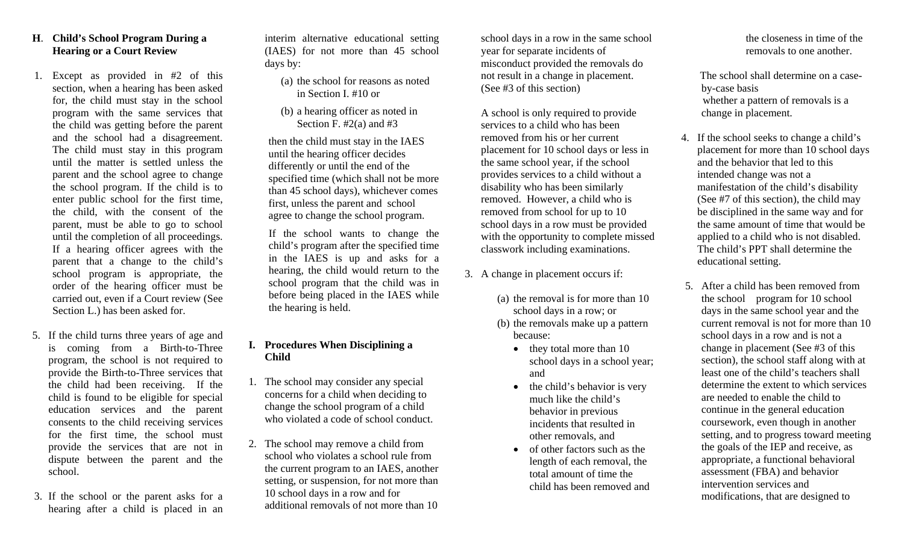**H. Child's School Program During a Hearing or a Court Review**

1. Except as provided in #2 of this section, when a hearing has been asked for, the child must stay in the school program with the same services that the child was getting before the parent and the school had a disagreement. The child must stay in this program until the matter is settled unless the parent and the school agree to change the school program. If the child is to enter public school for the first time, the child, with the consent of the parent, must be able to go to school until the completion of all proceedings. If a hearing officer agrees with the parent that a change to the child's school program is appropriate, the order of the hearing officer must be carried out, even if a Court review (See Section L.) has been asked for.

5. If the child turns three years of age and is coming from a Birth-to-Three program, the school is not required to provide the Birth-to-Three services that the child had been receiving. If the child is found to be eligible for special education services and the parent consents to the child receiving services for the first time, the school must provide the services that are not in dispute between the parent and the school.

3. If the school or the parent asks for a hearing after a child is placed in an interim alternative educational setting (IAES) for not more than 45 school days by:

   (a) the school for reasons as noted in Section I. #10 or

   (b) a hearing officer as noted in Section F. #2(a) and #3

   then the child must stay in the IAES until the hearing officer decides differently or until the end of the specified time (which shall not be more than 45 school days), whichever comes first, unless the parent and school agree to change the school program.

   If the school wants to change the child's program after the specified time in the IAES is up and asks for a hearing, the child would return to the school program that the child was in before being placed in the IAES while the hearing is held.

**I. Procedures When Disciplining a Child**

1. The school may consider any special concerns for a child when deciding to change the school program of a child who violated a code of school conduct.

2. The school may remove a child from school who violates a school rule from the current program to an IAES, another setting, or suspension, for not more than 10 school days in a row and for additional removals of not more than 10 school days in a row in the same school year for separate incidents of misconduct provided the removals do not result in a change in placement. (See #3 of this section)

   A school is only required to provide services to a child who has been removed from his or her current placement for 10 school days or less in the same school year, if the school provides services to a child without a disability who has been similarly removed. However, a child who is removed from school for up to 10 school days in a row must be provided with the opportunity to complete missed classwork including examinations.

3. A change in placement occurs if:

   (a) the removal is for more than 10 school days in a row; or

   (b) the removals make up a pattern because:
   - they total more than 10 school days in a school year; and
   - the child's behavior is very much like the child's behavior in previous incidents that resulted in other removals, and
   - of other factors such as the length of each removal, the total amount of time the child has been removed and the closeness in time of the removals to one another.

   The school shall determine on a case-by-case basis whether a pattern of removals is a change in placement.

4. If the school seeks to change a child's placement for more than 10 school days and the behavior that led to this intended change was not a manifestation of the child's disability (See #7 of this section), the child may be disciplined in the same way and for the same amount of time that would be applied to a child who is not disabled. The child's PPT shall determine the educational setting.

5. After a child has been removed from the school program for 10 school days in the same school year and the current removal is not for more than 10 school days in a row and is not a change in placement (See #3 of this section), the school staff along with at least one of the child's teachers shall determine the extent to which services are needed to enable the child to continue in the general education coursework, even though in another setting, and to progress toward meeting the goals of the IEP and receive, as appropriate, a functional behavioral assessment (FBA) and behavior intervention services and modifications, that are designed to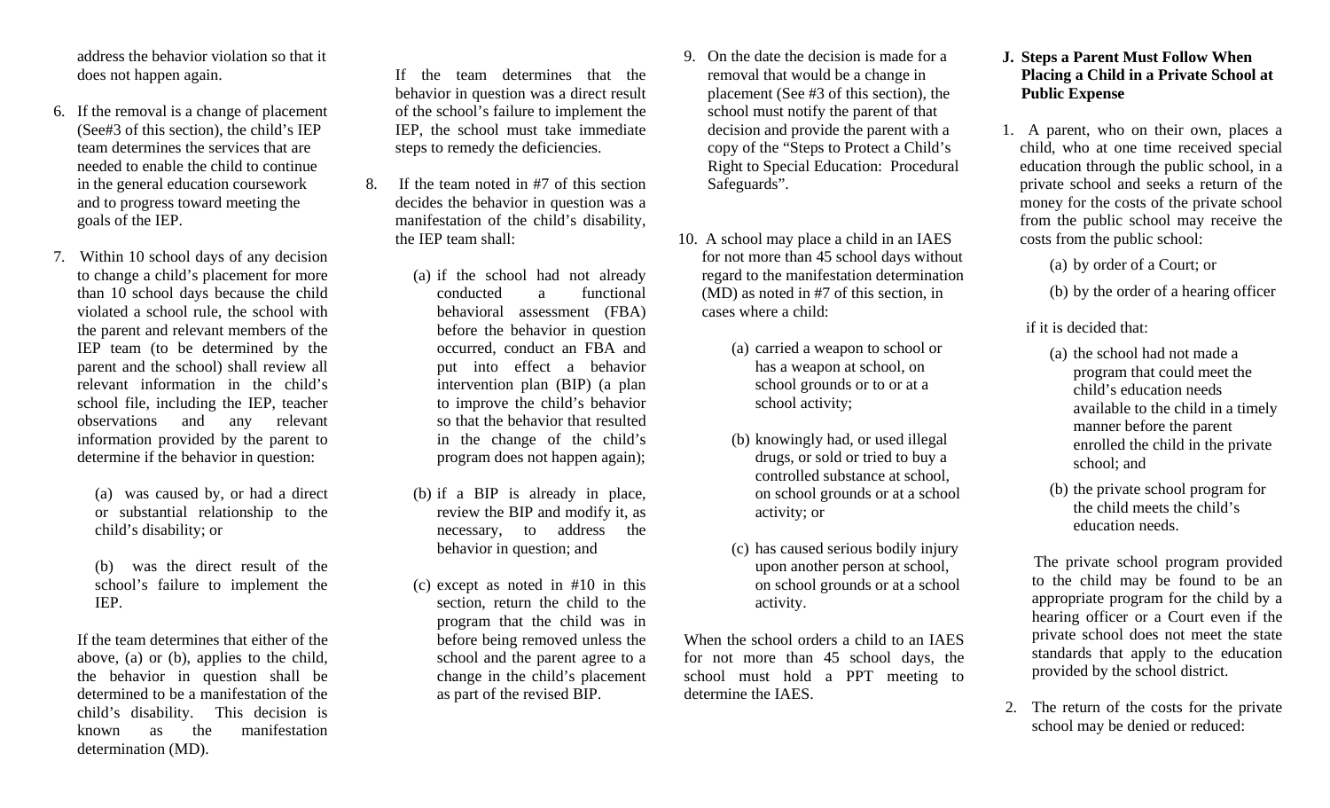address the behavior violation so that it does not happen again.

6. If the removal is a change of placement (See#3 of this section), the child's IEP team determines the services that are needed to enable the child to continue in the general education coursework and to progress toward meeting the goals of the IEP.

7. Within 10 school days of any decision to change a child's placement for more than 10 school days because the child violated a school rule, the school with the parent and relevant members of the IEP team (to be determined by the parent and the school) shall review all relevant information in the child's school file, including the IEP, teacher observations and any relevant information provided by the parent to determine if the behavior in question:

   (a) was caused by, or had a direct or substantial relationship to the child's disability; or

   (b) was the direct result of the school's failure to implement the IEP.

   If the team determines that either of the above, (a) or (b), applies to the child, the behavior in question shall be determined to be a manifestation of the child's disability. This decision is known as the manifestation determination (MD).

   If the team determines that the behavior in question was a direct result of the school's failure to implement the IEP, the school must take immediate steps to remedy the deficiencies.

8. If the team noted in #7 of this section decides the behavior in question was a manifestation of the child's disability, the IEP team shall:

   (a) if the school had not already conducted a functional behavioral assessment (FBA) before the behavior in question occurred, conduct an FBA and put into effect a behavior intervention plan (BIP) (a plan to improve the child's behavior so that the behavior that resulted in the change of the child's program does not happen again);

   (b) if a BIP is already in place, review the BIP and modify it, as necessary, to address the behavior in question; and

   (c) except as noted in #10 in this section, return the child to the program that the child was in before being removed unless the school and the parent agree to a change in the child's placement as part of the revised BIP.

9. On the date the decision is made for a removal that would be a change in placement (See #3 of this section), the school must notify the parent of that decision and provide the parent with a copy of the "Steps to Protect a Child's Right to Special Education: Procedural Safeguards".

10. A school may place a child in an IAES for not more than 45 school days without regard to the manifestation determination (MD) as noted in #7 of this section, in cases where a child:

    (a) carried a weapon to school or has a weapon at school, on school grounds or to or at a school activity;

    (b) knowingly had, or used illegal drugs, or sold or tried to buy a controlled substance at school, on school grounds or at a school activity; or

    (c) has caused serious bodily injury upon another person at school, on school grounds or at a school activity.

    When the school orders a child to an IAES for not more than 45 school days, the school must hold a PPT meeting to determine the IAES.

## J. Steps a Parent Must Follow When Placing a Child in a Private School at Public Expense

1. A parent, who on their own, places a child, who at one time received special education through the public school, in a private school and seeks a return of the money for the costs of the private school from the public school may receive the costs from the public school:

   (a) by order of a Court; or

   (b) by the order of a hearing officer

   if it is decided that:

   (a) the school had not made a program that could meet the child's education needs available to the child in a timely manner before the parent enrolled the child in the private school; and

   (b) the private school program for the child meets the child's education needs.

   The private school program provided to the child may be found to be an appropriate program for the child by a hearing officer or a Court even if the private school does not meet the state standards that apply to the education provided by the school district.

2. The return of the costs for the private school may be denied or reduced: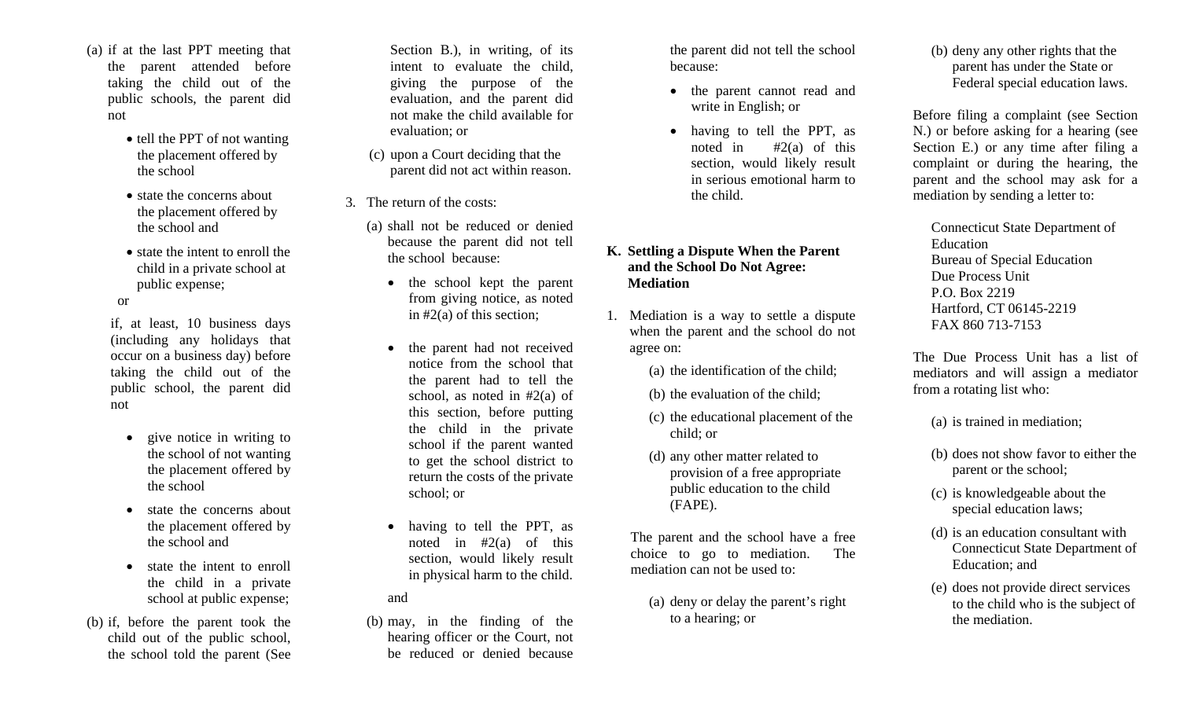(a) if at the last PPT meeting that the parent attended before taking the child out of the public schools, the parent did not

- tell the PPT of not wanting the placement offered by the school
- state the concerns about the placement offered by the school and
- state the intent to enroll the child in a private school at public expense;

or

if, at least, 10 business days (including any holidays that occur on a business day) before taking the child out of the public school, the parent did not

- give notice in writing to the school of not wanting the placement offered by the school
- state the concerns about the placement offered by the school and
- state the intent to enroll the child in a private school at public expense;

(b) if, before the parent took the child out of the public school, the school told the parent (See Section B.), in writing, of its intent to evaluate the child, giving the purpose of the evaluation, and the parent did not make the child available for evaluation; or

(c) upon a Court deciding that the parent did not act within reason.

3. The return of the costs:

(a) shall not be reduced or denied because the parent did not tell the school because:

- the school kept the parent from giving notice, as noted in #2(a) of this section;
- the parent had not received notice from the school that the parent had to tell the school, as noted in #2(a) of this section, before putting the child in the private school if the parent wanted to get the school district to return the costs of the private school; or
- having to tell the PPT, as noted in #2(a) of this section, would likely result in physical harm to the child.

and

(b) may, in the finding of the hearing officer or the Court, not be reduced or denied because the parent did not tell the school because:

- the parent cannot read and write in English; or
- having to tell the PPT, as noted in #2(a) of this section, would likely result in serious emotional harm to the child.

## K. Settling a Dispute When the Parent and the School Do Not Agree: Mediation

1. Mediation is a way to settle a dispute when the parent and the school do not agree on:

   (a) the identification of the child;

   (b) the evaluation of the child;

   (c) the educational placement of the child; or

   (d) any other matter related to provision of a free appropriate public education to the child (FAPE).

   The parent and the school have a free choice to go to mediation. The mediation can not be used to:

   (a) deny or delay the parent's right to a hearing; or

   (b) deny any other rights that the parent has under the State or Federal special education laws.

Before filing a complaint (see Section N.) or before asking for a hearing (see Section E.) or any time after filing a complaint or during the hearing, the parent and the school may ask for a mediation by sending a letter to:

Connecticut State Department of Education
Bureau of Special Education
Due Process Unit
P.O. Box 2219
Hartford, CT 06145-2219
FAX 860 713-7153

The Due Process Unit has a list of mediators and will assign a mediator from a rotating list who:

(a) is trained in mediation;

(b) does not show favor to either the parent or the school;

(c) is knowledgeable about the special education laws;

(d) is an education consultant with Connecticut State Department of Education; and

(e) does not provide direct services to the child who is the subject of the mediation.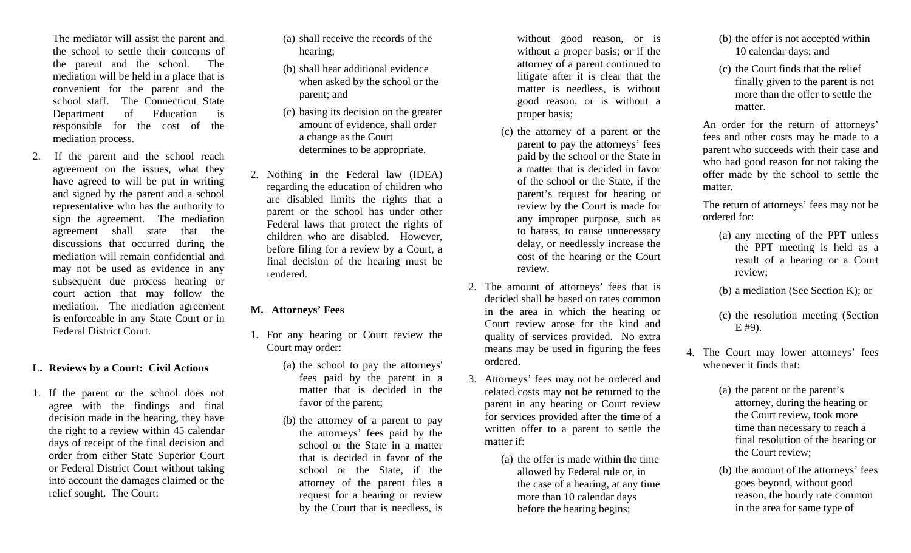The mediator will assist the parent and the school to settle their concerns of the parent and the school. The mediation will be held in a place that is convenient for the parent and the school staff. The Connecticut State Department of Education is responsible for the cost of the mediation process.

2. If the parent and the school reach agreement on the issues, what they have agreed to will be put in writing and signed by the parent and a school representative who has the authority to sign the agreement. The mediation agreement shall state that the discussions that occurred during the mediation will remain confidential and may not be used as evidence in any subsequent due process hearing or court action that may follow the mediation. The mediation agreement is enforceable in any State Court or in Federal District Court.

## L. Reviews by a Court: Civil Actions

1. If the parent or the school does not agree with the findings and final decision made in the hearing, they have the right to a review within 45 calendar days of receipt of the final decision and order from either State Superior Court or Federal District Court without taking into account the damages claimed or the relief sought. The Court:

   (a) shall receive the records of the hearing;

   (b) shall hear additional evidence when asked by the school or the parent; and

   (c) basing its decision on the greater amount of evidence, shall order a change as the Court determines to be appropriate.

2. Nothing in the Federal law (IDEA) regarding the education of children who are disabled limits the rights that a parent or the school has under other Federal laws that protect the rights of children who are disabled. However, before filing for a review by a Court, a final decision of the hearing must be rendered.

## M. Attorneys' Fees

1. For any hearing or Court review the Court may order:

   (a) the school to pay the attorneys' fees paid by the parent in a matter that is decided in the favor of the parent;

   (b) the attorney of a parent to pay the attorneys' fees paid by the school or the State in a matter that is decided in favor of the school or the State, if the attorney of the parent files a request for a hearing or review by the Court that is needless, is without good reason, or is without a proper basis; or if the attorney of a parent continued to litigate after it is clear that the matter is needless, is without good reason, or is without a proper basis;

   (c) the attorney of a parent or the parent to pay the attorneys' fees paid by the school or the State in a matter that is decided in favor of the school or the State, if the parent's request for hearing or review by the Court is made for any improper purpose, such as to harass, to cause unnecessary delay, or needlessly increase the cost of the hearing or the Court review.

2. The amount of attorneys' fees that is decided shall be based on rates common in the area in which the hearing or Court review arose for the kind and quality of services provided. No extra means may be used in figuring the fees ordered.

3. Attorneys' fees may not be ordered and related costs may not be returned to the parent in any hearing or Court review for services provided after the time of a written offer to a parent to settle the matter if:

   (a) the offer is made within the time allowed by Federal rule or, in the case of a hearing, at any time more than 10 calendar days before the hearing begins;

   (b) the offer is not accepted within 10 calendar days; and

   (c) the Court finds that the relief finally given to the parent is not more than the offer to settle the matter.

   An order for the return of attorneys' fees and other costs may be made to a parent who succeeds with their case and who had good reason for not taking the offer made by the school to settle the matter.

   The return of attorneys' fees may not be ordered for:

   (a) any meeting of the PPT unless the PPT meeting is held as a result of a hearing or a Court review;

   (b) a mediation (See Section K); or

   (c) the resolution meeting (Section E #9).

4. The Court may lower attorneys' fees whenever it finds that:

   (a) the parent or the parent's attorney, during the hearing or the Court review, took more time than necessary to reach a final resolution of the hearing or the Court review;

   (b) the amount of the attorneys' fees goes beyond, without good reason, the hourly rate common in the area for same type of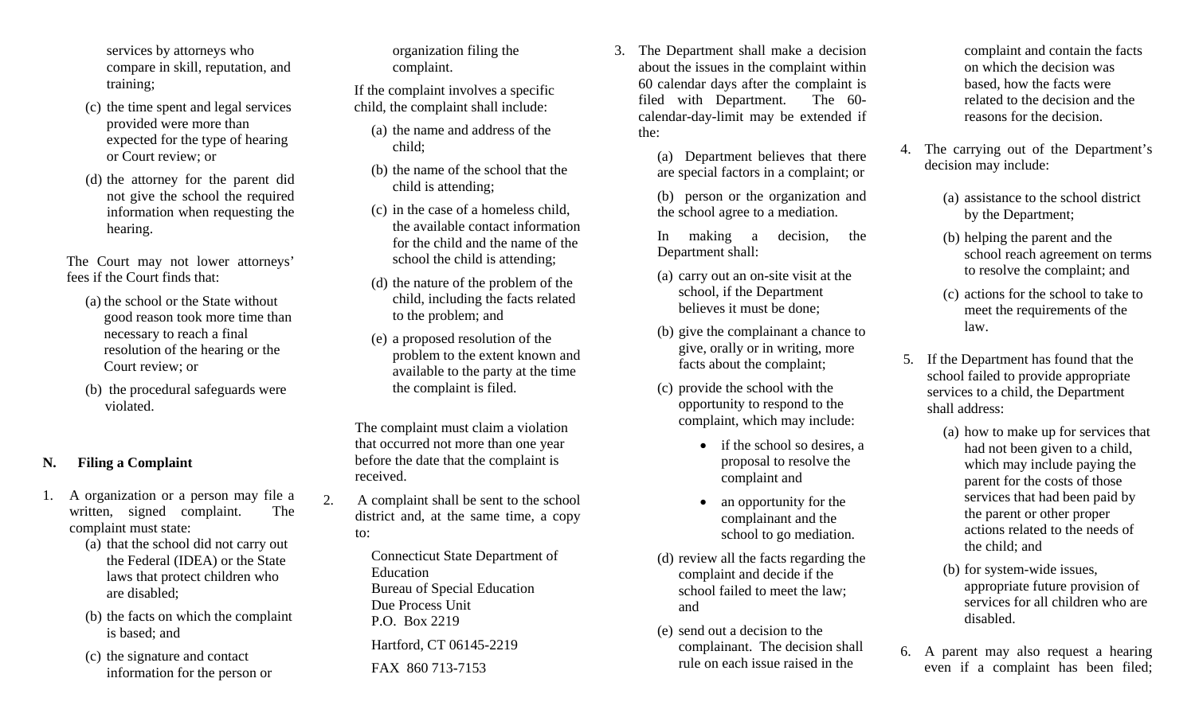services by attorneys who compare in skill, reputation, and training;

(c) the time spent and legal services provided were more than expected for the type of hearing or Court review; or

(d) the attorney for the parent did not give the school the required information when requesting the hearing.

The Court may not lower attorneys' fees if the Court finds that:

(a) the school or the State without good reason took more time than necessary to reach a final resolution of the hearing or the Court review; or

(b) the procedural safeguards were violated.

## N. Filing a Complaint

1. A organization or a person may file a written, signed complaint. The complaint must state:

   (a) that the school did not carry out the Federal (IDEA) or the State laws that protect children who are disabled;

   (b) the facts on which the complaint is based; and

   (c) the signature and contact information for the person or organization filing the complaint.

   If the complaint involves a specific child, the complaint shall include:

   (a) the name and address of the child;

   (b) the name of the school that the child is attending;

   (c) in the case of a homeless child, the available contact information for the child and the name of the school the child is attending;

   (d) the nature of the problem of the child, including the facts related to the problem; and

   (e) a proposed resolution of the problem to the extent known and available to the party at the time the complaint is filed.

   The complaint must claim a violation that occurred not more than one year before the date that the complaint is received.

2. A complaint shall be sent to the school district and, at the same time, a copy to:

   Connecticut State Department of Education
   Bureau of Special Education
   Due Process Unit
   P.O. Box 2219
   Hartford, CT 06145-2219
   FAX 860 713-7153

3. The Department shall make a decision about the issues in the complaint within 60 calendar days after the complaint is filed with Department. The 60-calendar-day-limit may be extended if the:

   (a) Department believes that there are special factors in a complaint; or

   (b) person or the organization and the school agree to a mediation.

   In making a decision, the Department shall:

   (a) carry out an on-site visit at the school, if the Department believes it must be done;

   (b) give the complainant a chance to give, orally or in writing, more facts about the complaint;

   (c) provide the school with the opportunity to respond to the complaint, which may include:

   - if the school so desires, a proposal to resolve the complaint and
   - an opportunity for the complainant and the school to go mediation.

   (d) review all the facts regarding the complaint and decide if the school failed to meet the law; and

   (e) send out a decision to the complainant. The decision shall rule on each issue raised in the complaint and contain the facts on which the decision was based, how the facts were related to the decision and the reasons for the decision.

4. The carrying out of the Department's decision may include:

   (a) assistance to the school district by the Department;

   (b) helping the parent and the school reach agreement on terms to resolve the complaint; and

   (c) actions for the school to take to meet the requirements of the law.

5. If the Department has found that the school failed to provide appropriate services to a child, the Department shall address:

   (a) how to make up for services that had not been given to a child, which may include paying the parent for the costs of those services that had been paid by the parent or other proper actions related to the needs of the child; and

   (b) for system-wide issues, appropriate future provision of services for all children who are disabled.

6. A parent may also request a hearing even if a complaint has been filed;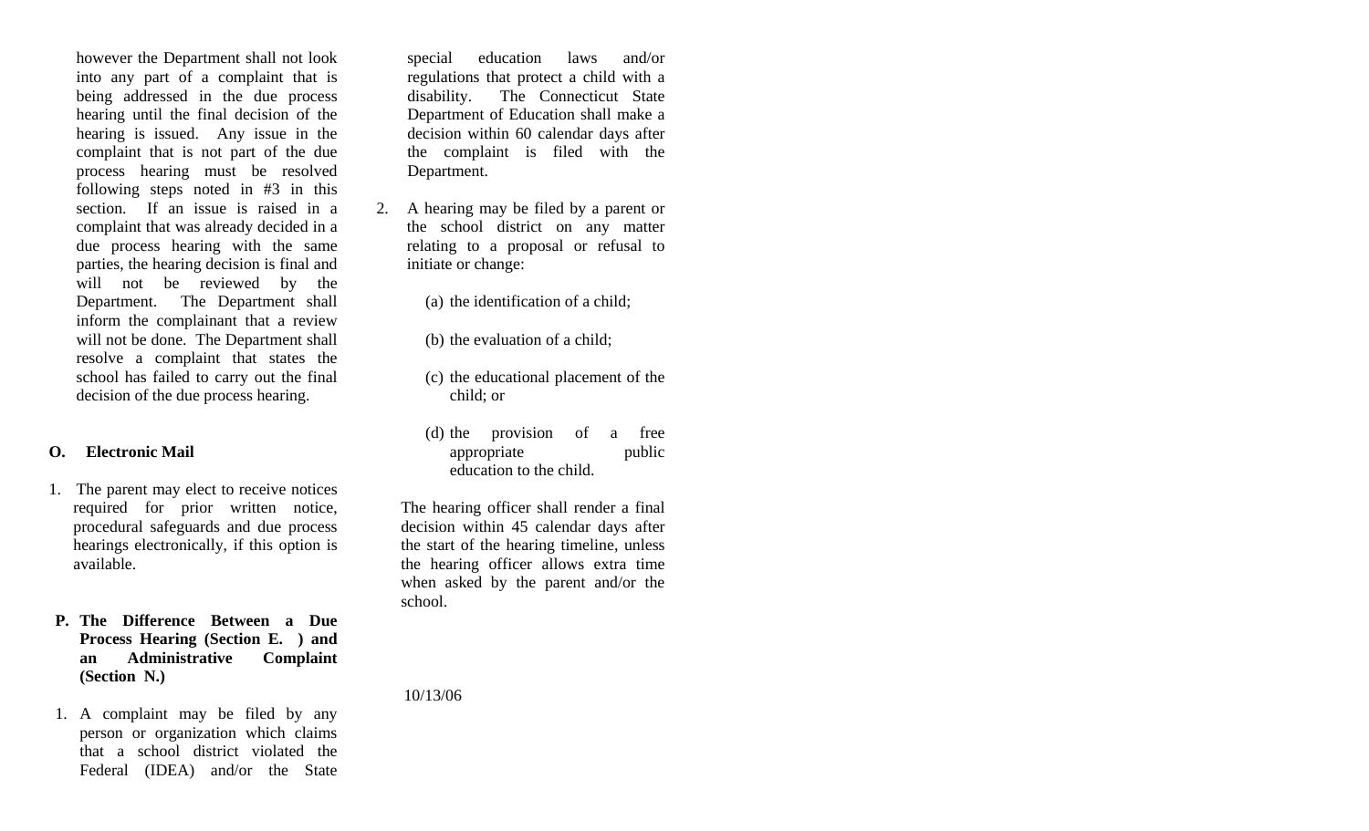however the Department shall not look into any part of a complaint that is being addressed in the due process hearing until the final decision of the hearing is issued. Any issue in the complaint that is not part of the due process hearing must be resolved following steps noted in #3 in this section. If an issue is raised in a complaint that was already decided in a due process hearing with the same parties, the hearing decision is final and will not be reviewed by the Department. The Department shall inform the complainant that a review will not be done. The Department shall resolve a complaint that states the school has failed to carry out the final decision of the due process hearing.

**O. Electronic Mail**

1. The parent may elect to receive notices required for prior written notice, procedural safeguards and due process hearings electronically, if this option is available.

**P. The Difference Between a Due Process Hearing (Section E. ) and an Administrative Complaint (Section N.)**

1. A complaint may be filed by any person or organization which claims that a school district violated the Federal (IDEA) and/or the State special education laws and/or regulations that protect a child with a disability. The Connecticut State Department of Education shall make a decision within 60 calendar days after the complaint is filed with the Department.

2. A hearing may be filed by a parent or the school district on any matter relating to a proposal or refusal to initiate or change:

   (a) the identification of a child;

   (b) the evaluation of a child;

   (c) the educational placement of the child; or

   (d) the provision of a free appropriate public education to the child.

   The hearing officer shall render a final decision within 45 calendar days after the start of the hearing timeline, unless the hearing officer allows extra time when asked by the parent and/or the school.

10/13/06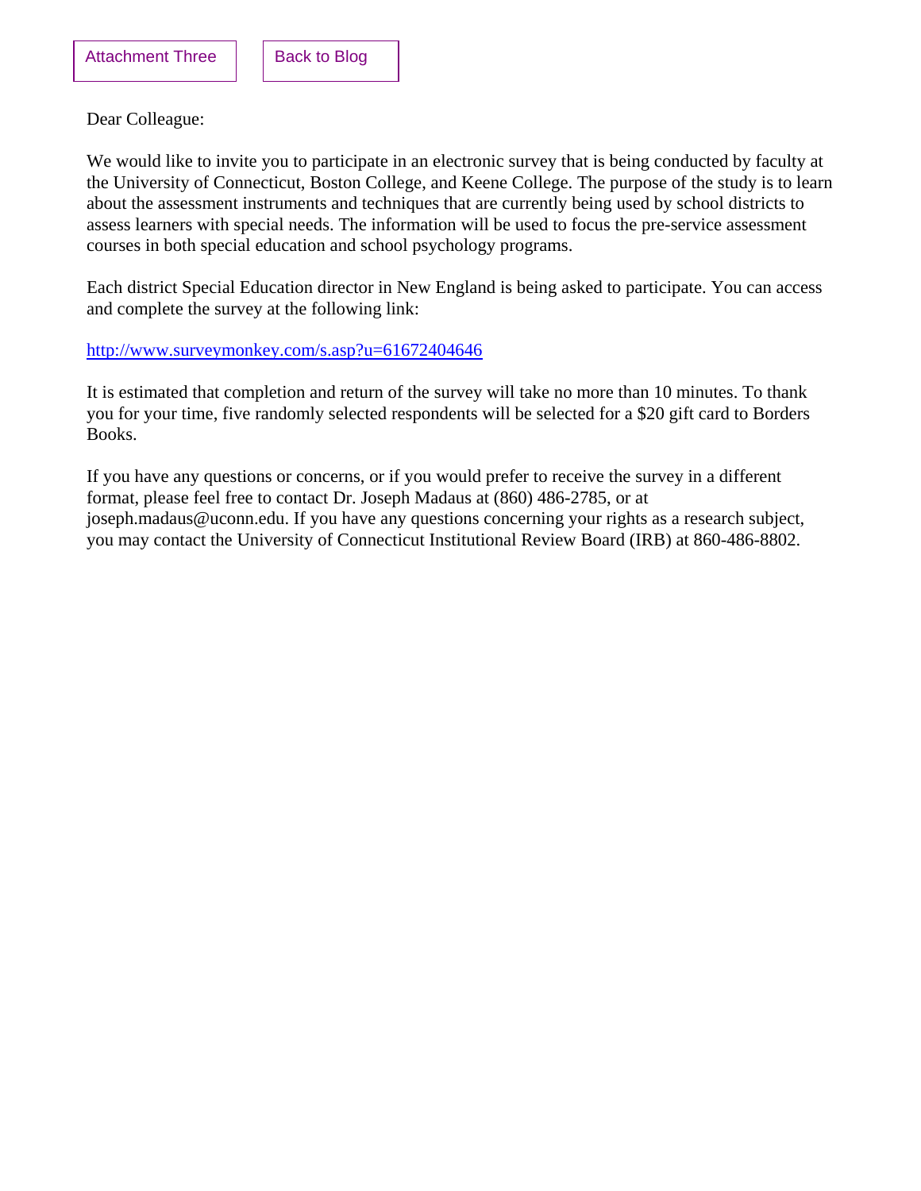Attachment Three | Back to Blog

Dear Colleague:

We would like to invite you to participate in an electronic survey that is being conducted by faculty at the University of Connecticut, Boston College, and Keene College. The purpose of the study is to learn about the assessment instruments and techniques that are currently being used by school districts to assess learners with special needs. The information will be used to focus the pre-service assessment courses in both special education and school psychology programs.

Each district Special Education director in New England is being asked to participate. You can access and complete the survey at the following link:

http://www.surveymonkey.com/s.asp?u=61672404646

It is estimated that completion and return of the survey will take no more than 10 minutes. To thank you for your time, five randomly selected respondents will be selected for a $20 gift card to Borders Books.

If you have any questions or concerns, or if you would prefer to receive the survey in a different format, please feel free to contact Dr. Joseph Madaus at (860) 486-2785, or at joseph.madaus@uconn.edu. If you have any questions concerning your rights as a research subject, you may contact the University of Connecticut Institutional Review Board (IRB) at 860-486-8802.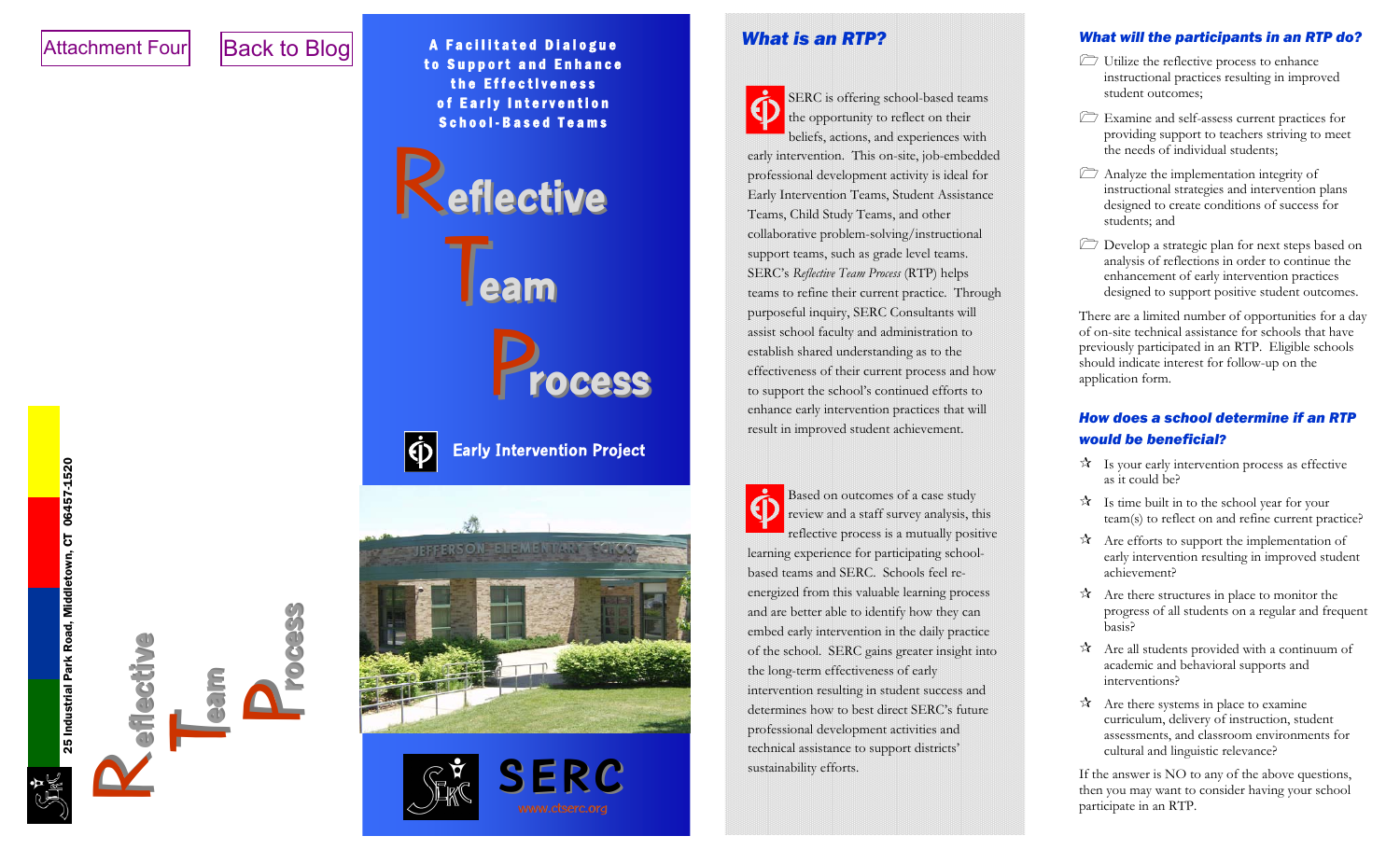Attachment Four

Back to Blog

25 Industrial Park Road, Middletown, CT 06457-1520

Reflective Team Process

A Facilitated Dialogue to Support and Enhance the Effectiveness of Early Intervention School-Based Teams

# Reflective Team Process

Early Intervention Project

SERC

www.ctserc.org

## What is an RTP?

SERC is offering school-based teams the opportunity to reflect on their beliefs, actions, and experiences with early intervention. This on-site, job-embedded professional development activity is ideal for Early Intervention Teams, Student Assistance Teams, Child Study Teams, and other collaborative problem-solving/instructional support teams, such as grade level teams. SERC's *Reflective Team Process* (RTP) helps teams to refine their current practice. Through purposeful inquiry, SERC Consultants will assist school faculty and administration to establish shared understanding as to the effectiveness of their current process and how to support the school's continued efforts to enhance early intervention practices that will result in improved student achievement.

Based on outcomes of a case study review and a staff survey analysis, this reflective process is a mutually positive learning experience for participating school-based teams and SERC. Schools feel re-energized from this valuable learning process and are better able to identify how they can embed early intervention in the daily practice of the school. SERC gains greater insight into the long-term effectiveness of early intervention resulting in student success and determines how to best direct SERC's future professional development activities and technical assistance to support districts' sustainability efforts.

## What will the participants in an RTP do?

- Utilize the reflective process to enhance instructional practices resulting in improved student outcomes;
- Examine and self-assess current practices for providing support to teachers striving to meet the needs of individual students;
- Analyze the implementation integrity of instructional strategies and intervention plans designed to create conditions of success for students; and
- Develop a strategic plan for next steps based on analysis of reflections in order to continue the enhancement of early intervention practices designed to support positive student outcomes.

There are a limited number of opportunities for a day of on-site technical assistance for schools that have previously participated in an RTP. Eligible schools should indicate interest for follow-up on the application form.

## How does a school determine if an RTP would be beneficial?

- Is your early intervention process as effective as it could be?
- Is time built in to the school year for your team(s) to reflect on and refine current practice?
- Are efforts to support the implementation of early intervention resulting in improved student achievement?
- Are there structures in place to monitor the progress of all students on a regular and frequent basis?
- Are all students provided with a continuum of academic and behavioral supports and interventions?
- Are there systems in place to examine curriculum, delivery of instruction, student assessments, and classroom environments for cultural and linguistic relevance?

If the answer is NO to any of the above questions, then you may want to consider having your school participate in an RTP.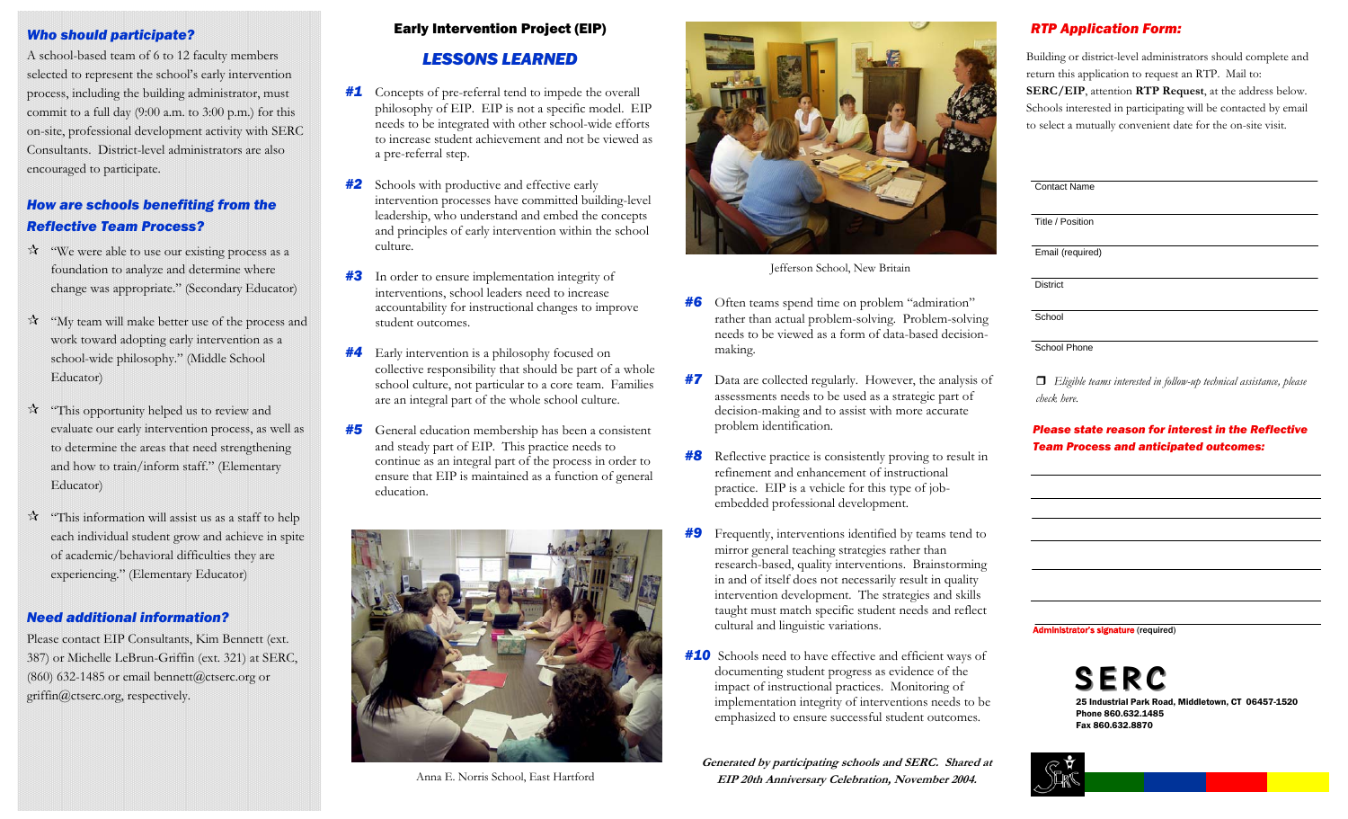### *Who should participate?*

A school-based team of 6 to 12 faculty members selected to represent the school's early intervention process, including the building administrator, must commit to a full day (9:00 a.m. to 3:00 p.m.) for this on-site, professional development activity with SERC Consultants. District-level administrators are also encouraged to participate.

### *How are schools benefiting from the Reflective Team Process?*

- ☆ "We were able to use our existing process as a foundation to analyze and determine where change was appropriate." (Secondary Educator)
- ☆ "My team will make better use of the process and work toward adopting early intervention as a school-wide philosophy." (Middle School Educator)
- ☆ "This opportunity helped us to review and evaluate our early intervention process, as well as to determine the areas that need strengthening and how to train/inform staff." (Elementary Educator)
- ☆ "This information will assist us as a staff to help each individual student grow and achieve in spite of academic/behavioral difficulties they are experiencing." (Elementary Educator)

### *Need additional information?*

Please contact EIP Consultants, Kim Bennett (ext. 387) or Michelle LeBrun-Griffin (ext. 321) at SERC, (860) 632-1485 or email bennett@ctserc.org or griffin@ctserc.org, respectively.

## Early Intervention Project (EIP)

### *LESSONS LEARNED*

**#1** Concepts of pre-referral tend to impede the overall philosophy of EIP. EIP is not a specific model. EIP needs to be integrated with other school-wide efforts to increase student achievement and not be viewed as a pre-referral step.

**#2** Schools with productive and effective early intervention processes have committed building-level leadership, who understand and embed the concepts and principles of early intervention within the school culture.

**#3** In order to ensure implementation integrity of interventions, school leaders need to increase accountability for instructional changes to improve student outcomes.

**#4** Early intervention is a philosophy focused on collective responsibility that should be part of a whole school culture, not particular to a core team. Families are an integral part of the whole school culture.

**#5** General education membership has been a consistent and steady part of EIP. This practice needs to continue as an integral part of the process in order to ensure that EIP is maintained as a function of general education.

Anna E. Norris School, East Hartford

Jefferson School, New Britain

**#6** Often teams spend time on problem "admiration" rather than actual problem-solving. Problem-solving needs to be viewed as a form of data-based decision-making.

**#7** Data are collected regularly. However, the analysis of assessments needs to be used as a strategic part of decision-making and to assist with more accurate problem identification.

**#8** Reflective practice is consistently proving to result in refinement and enhancement of instructional practice. EIP is a vehicle for this type of job-embedded professional development.

**#9** Frequently, interventions identified by teams tend to mirror general teaching strategies rather than research-based, quality interventions. Brainstorming in and of itself does not necessarily result in quality intervention development. The strategies and skills taught must match specific student needs and reflect cultural and linguistic variations.

**#10** Schools need to have effective and efficient ways of documenting student progress as evidence of the impact of instructional practices. Monitoring of implementation integrity of interventions needs to be emphasized to ensure successful student outcomes.

***Generated by participating schools and SERC. Shared at EIP 20th Anniversary Celebration, November 2004.***

### *RTP Application Form:*

Building or district-level administrators should complete and return this application to request an RTP. Mail to: **SERC/EIP**, attention **RTP Request**, at the address below. Schools interested in participating will be contacted by email to select a mutually convenient date for the on-site visit.

Contact Name

Title / Position

Email (required)

District

School

School Phone

❒ *Eligible teams interested in follow-up technical assistance, please check here.*

***Please state reason for interest in the Reflective Team Process and anticipated outcomes:***

Administrator's signature (required)

**SERC**

**25 Industrial Park Road, Middletown, CT 06457-1520**
**Phone 860.632.1485**
**Fax 860.632.8870**